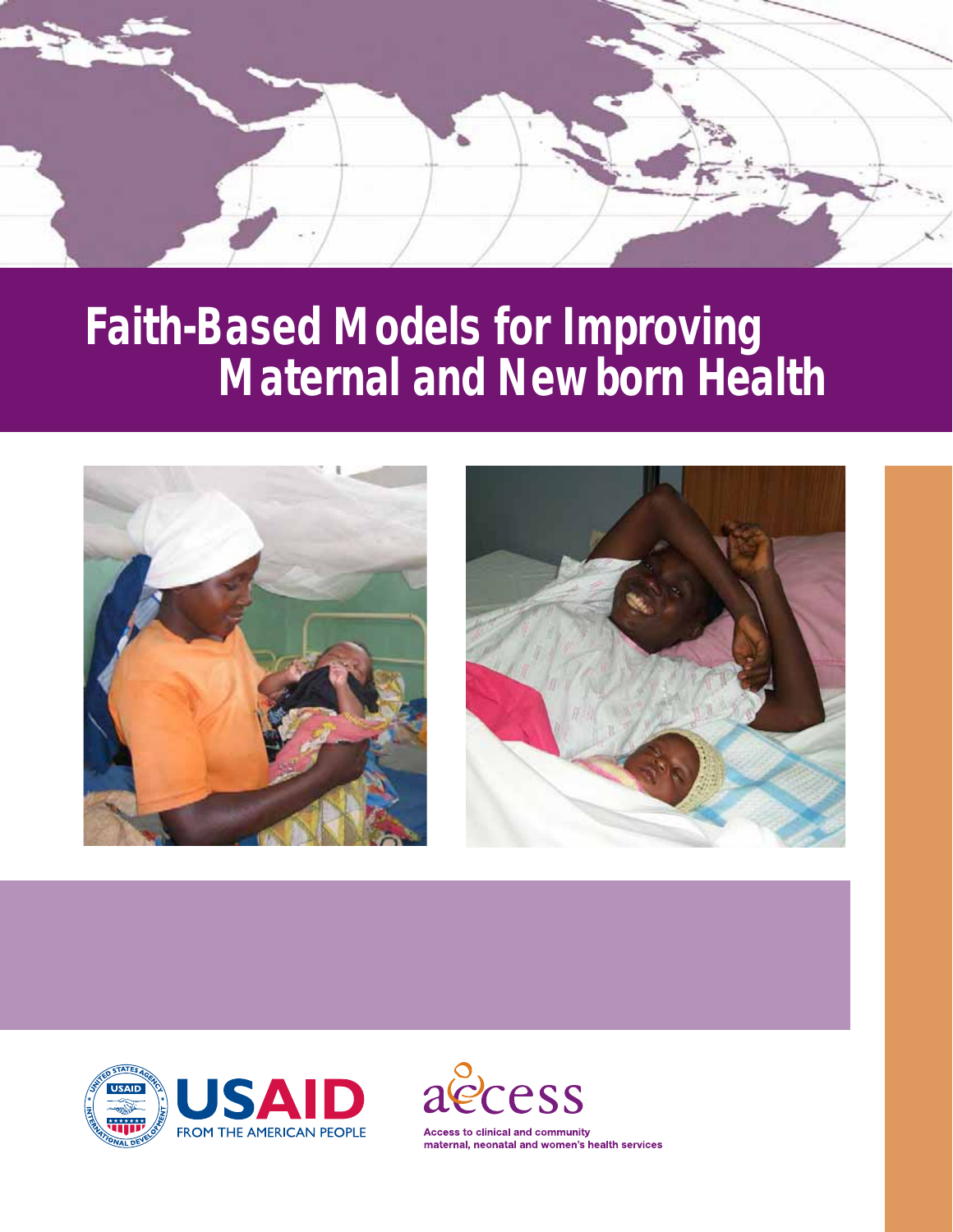# Faith-Based Models for Improving Maternal and Newborn Health

USAID FROM THE AMERICAN PEOPLE

access

Access to clinical and community maternal, neonatal and women's health services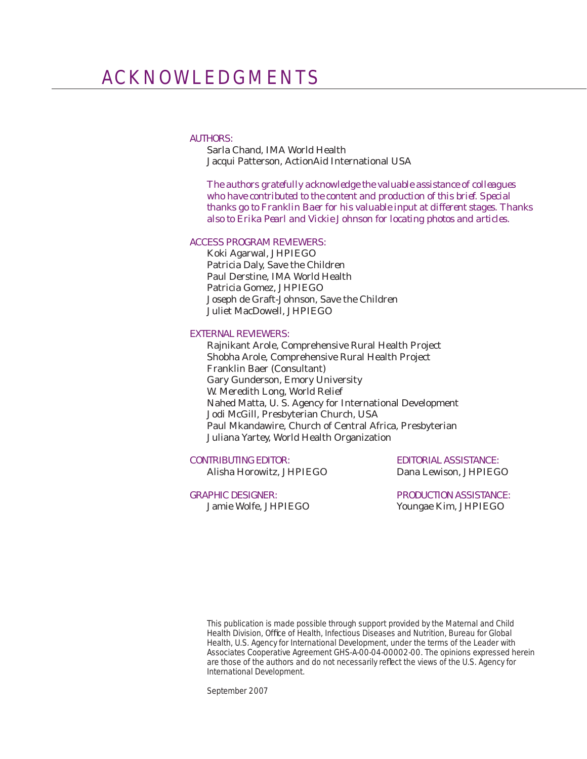# ACKNOWLEDGMENTS

AUTHORS:

Sarla Chand, IMA World Health
Jacqui Patterson, ActionAid International USA

*The authors gratefully acknowledge the valuable assistance of colleagues who have contributed to the content and production of this brief. Special thanks go to Franklin Baer for his valuable input at different stages. Thanks also to Erika Pearl and Vickie Johnson for locating photos and articles.*

ACCESS PROGRAM REVIEWERS:

Koki Agarwal, JHPIEGO
Patricia Daly, Save the Children
Paul Derstine, IMA World Health
Patricia Gomez, JHPIEGO
Joseph de Graft-Johnson, Save the Children
Juliet MacDowell, JHPIEGO

EXTERNAL REVIEWERS:

Rajnikant Arole, Comprehensive Rural Health Project
Shobha Arole, Comprehensive Rural Health Project
Franklin Baer (Consultant)
Gary Gunderson, Emory University
W. Meredith Long, World Relief
Nahed Matta, U. S. Agency for International Development
Jodi McGill, Presbyterian Church, USA
Paul Mkandawire, Church of Central Africa, Presbyterian
Juliana Yartey, World Health Organization

CONTRIBUTING EDITOR:

Alisha Horowitz, JHPIEGO

EDITORIAL ASSISTANCE:

Dana Lewison, JHPIEGO

GRAPHIC DESIGNER:

Jamie Wolfe, JHPIEGO

PRODUCTION ASSISTANCE:

Youngae Kim, JHPIEGO

This publication is made possible through support provided by the Maternal and Child Health Division, Office of Health, Infectious Diseases and Nutrition, Bureau for Global Health, U.S. Agency for International Development, under the terms of the Leader with Associates Cooperative Agreement GHS-A-00-04-00002-00. The opinions expressed herein are those of the authors and do not necessarily reflect the views of the U.S. Agency for International Development.

September 2007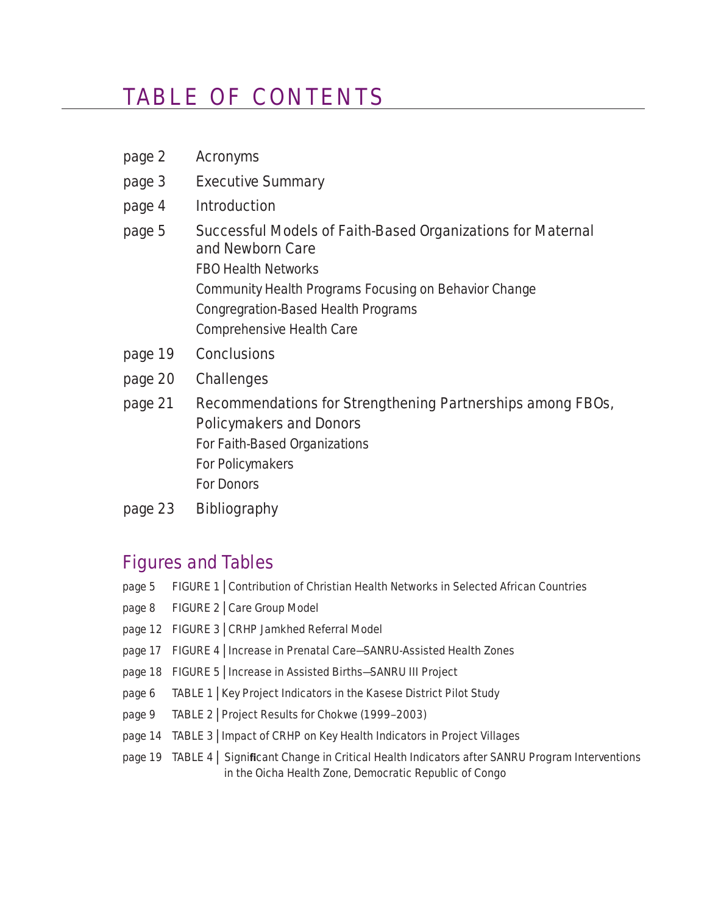# TABLE OF CONTENTS

page 2 Acronyms

page 3 Executive Summary

page 4 Introduction

page 5 Successful Models of Faith-Based Organizations for Maternal and Newborn Care

- FBO Health Networks
- Community Health Programs Focusing on Behavior Change
- Congregration-Based Health Programs
- Comprehensive Health Care

page 19 Conclusions

page 20 Challenges

page 21 Recommendations for Strengthening Partnerships among FBOs, Policymakers and Donors

- For Faith-Based Organizations
- For Policymakers
- For Donors

page 23 Bibliography

## Figures and Tables

page 5 FIGURE 1 | Contribution of Christian Health Networks in Selected African Countries

page 8 FIGURE 2 | Care Group Model

page 12 FIGURE 3 | CRHP Jamkhed Referral Model

page 17 FIGURE 4 | Increase in Prenatal Care—SANRU-Assisted Health Zones

page 18 FIGURE 5 | Increase in Assisted Births—SANRU III Project

page 6 TABLE 1 | Key Project Indicators in the Kasese District Pilot Study

page 9 TABLE 2 | Project Results for Chokwe (1999–2003)

page 14 TABLE 3 | Impact of CRHP on Key Health Indicators in Project Villages

page 19 TABLE 4 | Significant Change in Critical Health Indicators after SANRU Program Interventions in the Oicha Health Zone, Democratic Republic of Congo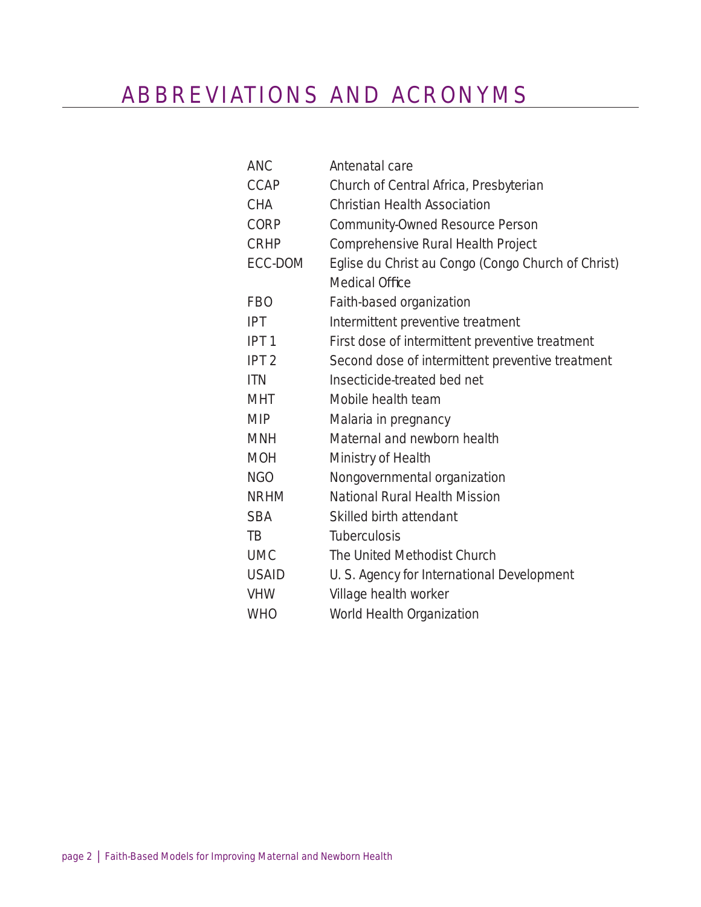# ABBREVIATIONS AND ACRONYMS

| | |
|---|---|
| ANC | Antenatal care |
| CCAP | Church of Central Africa, Presbyterian |
| CHA | Christian Health Association |
| CORP | Community-Owned Resource Person |
| CRHP | Comprehensive Rural Health Project |
| ECC-DOM | Eglise du Christ au Congo (Congo Church of Christ) Medical Office |
| FBO | Faith-based organization |
| IPT | Intermittent preventive treatment |
| IPT 1 | First dose of intermittent preventive treatment |
| IPT 2 | Second dose of intermittent preventive treatment |
| ITN | Insecticide-treated bed net |
| MHT | Mobile health team |
| MIP | Malaria in pregnancy |
| MNH | Maternal and newborn health |
| MOH | Ministry of Health |
| NGO | Nongovernmental organization |
| NRHM | National Rural Health Mission |
| SBA | Skilled birth attendant |
| TB | Tuberculosis |
| UMC | The United Methodist Church |
| USAID | U. S. Agency for International Development |
| VHW | Village health worker |
| WHO | World Health Organization |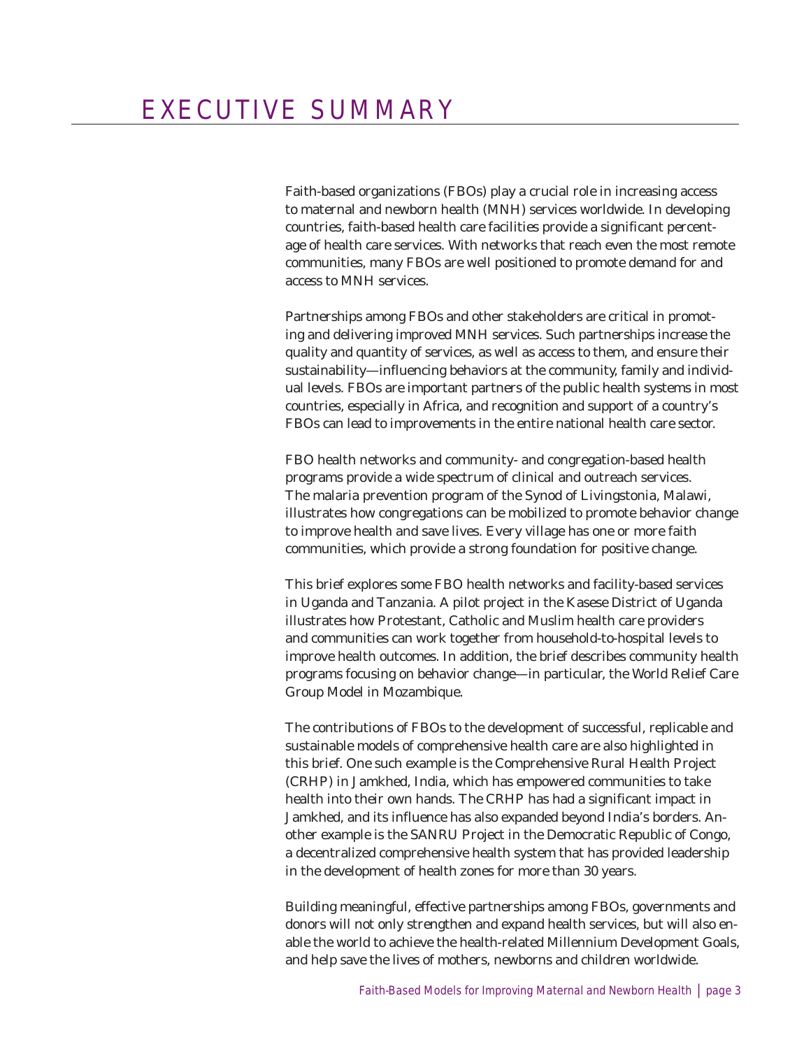# EXECUTIVE SUMMARY

Faith-based organizations (FBOs) play a crucial role in increasing access to maternal and newborn health (MNH) services worldwide. In developing countries, faith-based health care facilities provide a significant percentage of health care services. With networks that reach even the most remote communities, many FBOs are well positioned to promote demand for and access to MNH services.

Partnerships among FBOs and other stakeholders are critical in promoting and delivering improved MNH services. Such partnerships increase the quality and quantity of services, as well as access to them, and ensure their sustainability—influencing behaviors at the community, family and individual levels. FBOs are important partners of the public health systems in most countries, especially in Africa, and recognition and support of a country's FBOs can lead to improvements in the entire national health care sector.

FBO health networks and community- and congregation-based health programs provide a wide spectrum of clinical and outreach services. The malaria prevention program of the Synod of Livingstonia, Malawi, illustrates how congregations can be mobilized to promote behavior change to improve health and save lives. Every village has one or more faith communities, which provide a strong foundation for positive change.

This brief explores some FBO health networks and facility-based services in Uganda and Tanzania. A pilot project in the Kasese District of Uganda illustrates how Protestant, Catholic and Muslim health care providers and communities can work together from household-to-hospital levels to improve health outcomes. In addition, the brief describes community health programs focusing on behavior change—in particular, the World Relief Care Group Model in Mozambique.

The contributions of FBOs to the development of successful, replicable and sustainable models of comprehensive health care are also highlighted in this brief. One such example is the Comprehensive Rural Health Project (CRHP) in Jamkhed, India, which has empowered communities to take health into their own hands. The CRHP has had a significant impact in Jamkhed, and its influence has also expanded beyond India's borders. Another example is the SANRU Project in the Democratic Republic of Congo, a decentralized comprehensive health system that has provided leadership in the development of health zones for more than 30 years.

Building meaningful, effective partnerships among FBOs, governments and donors will not only strengthen and expand health services, but will also enable the world to achieve the health-related Millennium Development Goals, and help save the lives of mothers, newborns and children worldwide.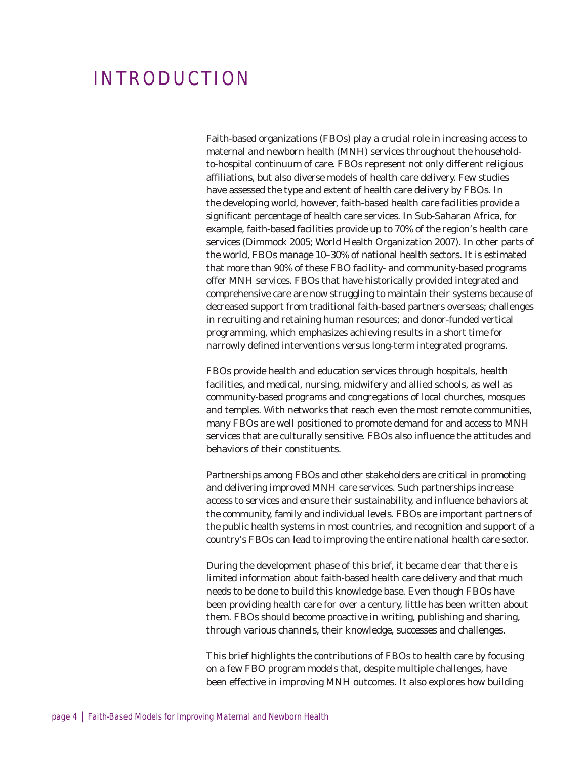# INTRODUCTION

Faith-based organizations (FBOs) play a crucial role in increasing access to maternal and newborn health (MNH) services throughout the household-to-hospital continuum of care. FBOs represent not only different religious affiliations, but also diverse models of health care delivery. Few studies have assessed the type and extent of health care delivery by FBOs. In the developing world, however, faith-based health care facilities provide a significant percentage of health care services. In Sub-Saharan Africa, for example, faith-based facilities provide up to 70% of the region's health care services (Dimmock 2005; World Health Organization 2007). In other parts of the world, FBOs manage 10–30% of national health sectors. It is estimated that more than 90% of these FBO facility- and community-based programs offer MNH services. FBOs that have historically provided integrated and comprehensive care are now struggling to maintain their systems because of decreased support from traditional faith-based partners overseas; challenges in recruiting and retaining human resources; and donor-funded vertical programming, which emphasizes achieving results in a short time for narrowly defined interventions versus long-term integrated programs.

FBOs provide health and education services through hospitals, health facilities, and medical, nursing, midwifery and allied schools, as well as community-based programs and congregations of local churches, mosques and temples. With networks that reach even the most remote communities, many FBOs are well positioned to promote demand for and access to MNH services that are culturally sensitive. FBOs also influence the attitudes and behaviors of their constituents.

Partnerships among FBOs and other stakeholders are critical in promoting and delivering improved MNH care services. Such partnerships increase access to services and ensure their sustainability, and influence behaviors at the community, family and individual levels. FBOs are important partners of the public health systems in most countries, and recognition and support of a country's FBOs can lead to improving the entire national health care sector.

During the development phase of this brief, it became clear that there is limited information about faith-based health care delivery and that much needs to be done to build this knowledge base. Even though FBOs have been providing health care for over a century, little has been written about them. FBOs should become proactive in writing, publishing and sharing, through various channels, their knowledge, successes and challenges.

This brief highlights the contributions of FBOs to health care by focusing on a few FBO program models that, despite multiple challenges, have been effective in improving MNH outcomes. It also explores how building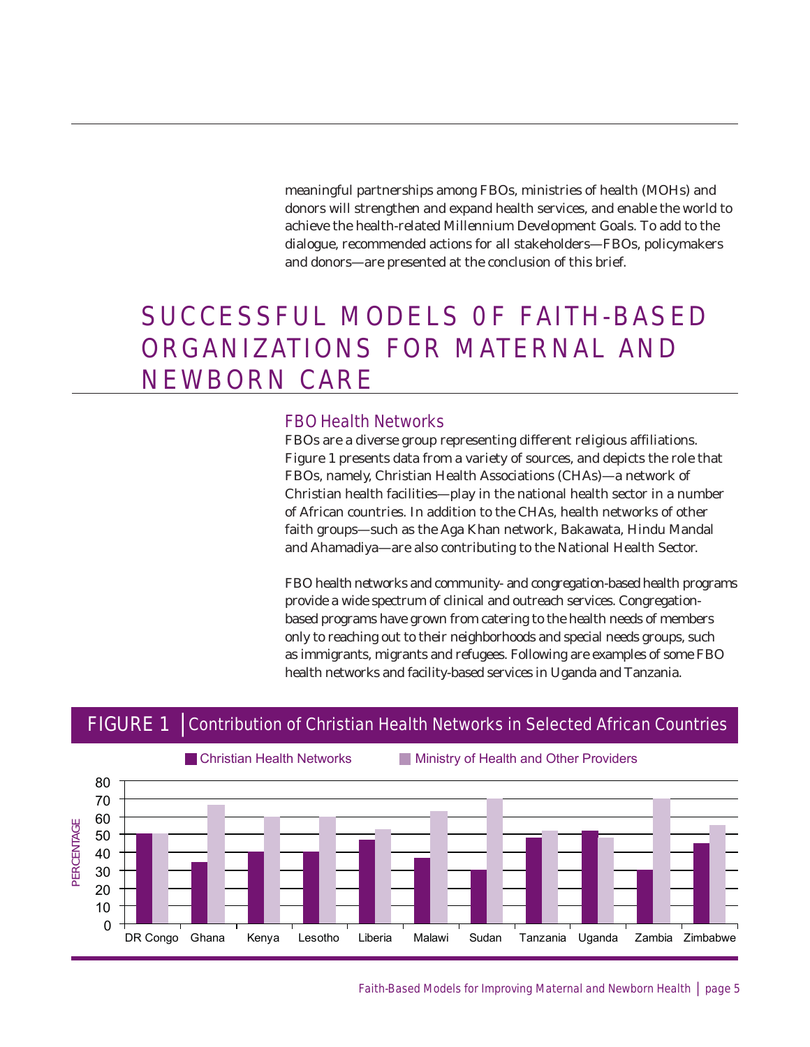meaningful partnerships among FBOs, ministries of health (MOHs) and donors will strengthen and expand health services, and enable the world to achieve the health-related Millennium Development Goals. To add to the dialogue, recommended actions for all stakeholders—FBOs, policymakers and donors—are presented at the conclusion of this brief.

# SUCCESSFUL MODELS OF FAITH-BASED ORGANIZATIONS FOR MATERNAL AND NEWBORN CARE

## FBO Health Networks

FBOs are a diverse group representing different religious affiliations. Figure 1 presents data from a variety of sources, and depicts the role that FBOs, namely, Christian Health Associations (CHAs)—a network of Christian health facilities—play in the national health sector in a number of African countries. In addition to the CHAs, health networks of other faith groups—such as the Aga Khan network, Bakawata, Hindu Mandal and Ahamadiya—are also contributing to the National Health Sector.

FBO health networks and community- and congregation-based health programs provide a wide spectrum of clinical and outreach services. Congregation-based programs have grown from catering to the health needs of members only to reaching out to their neighborhoods and special needs groups, such as immigrants, migrants and refugees. Following are examples of some FBO health networks and facility-based services in Uganda and Tanzania.

## FIGURE 1 | Contribution of Christian Health Networks in Selected African Countries

| Country | Christian Health Networks (%) | Ministry of Health and Other Providers (%) |
|---|---|---|
| DR Congo | 50 | 50 |
| Ghana | 34 | 66 |
| Kenya | 40 | 60 |
| Lesotho | 40 | 60 |
| Liberia | 47 | 53 |
| Malawi | 37 | 63 |
| Sudan | 30 | 70 |
| Tanzania | 48 | 52 |
| Uganda | 52 | 48 |
| Zambia | 30 | 70 |
| Zimbabwe | 45 | 55 |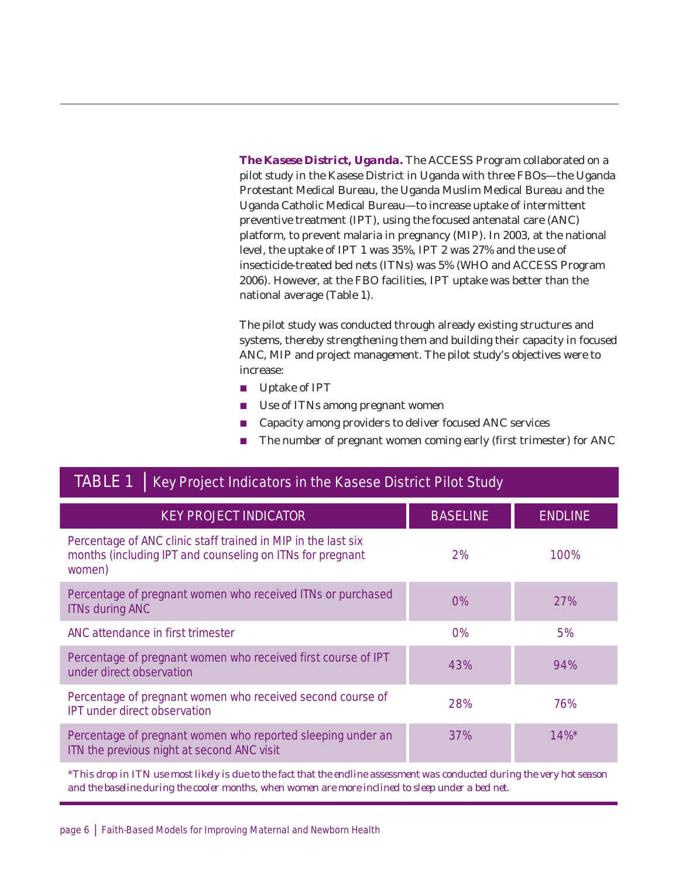**The Kasese District, Uganda.** The ACCESS Program collaborated on a pilot study in the Kasese District in Uganda with three FBOs—the Uganda Protestant Medical Bureau, the Uganda Muslim Medical Bureau and the Uganda Catholic Medical Bureau—to increase uptake of intermittent preventive treatment (IPT), using the focused antenatal care (ANC) platform, to prevent malaria in pregnancy (MIP). In 2003, at the national level, the uptake of IPT 1 was 35%, IPT 2 was 27% and the use of insecticide-treated bed nets (ITNs) was 5% (WHO and ACCESS Program 2006). However, at the FBO facilities, IPT uptake was better than the national average (Table 1).

The pilot study was conducted through already existing structures and systems, thereby strengthening them and building their capacity in focused ANC, MIP and project management. The pilot study's objectives were to increase:

- Uptake of IPT
- Use of ITNs among pregnant women
- Capacity among providers to deliver focused ANC services
- The number of pregnant women coming early (first trimester) for ANC

## TABLE 1 | Key Project Indicators in the Kasese District Pilot Study

| KEY PROJECT INDICATOR | BASELINE | ENDLINE |
|---|---|---|
| Percentage of ANC clinic staff trained in MIP in the last six months (including IPT and counseling on ITNs for pregnant women) | 2% | 100% |
| Percentage of pregnant women who received ITNs or purchased ITNs during ANC | 0% | 27% |
| ANC attendance in first trimester | 0% | 5% |
| Percentage of pregnant women who received first course of IPT under direct observation | 43% | 94% |
| Percentage of pregnant women who received second course of IPT under direct observation | 28% | 76% |
| Percentage of pregnant women who reported sleeping under an ITN the previous night at second ANC visit | 37% | 14%* |

*\*This drop in ITN use most likely is due to the fact that the endline assessment was conducted during the very hot season and the baseline during the cooler months, when women are more inclined to sleep under a bed net.*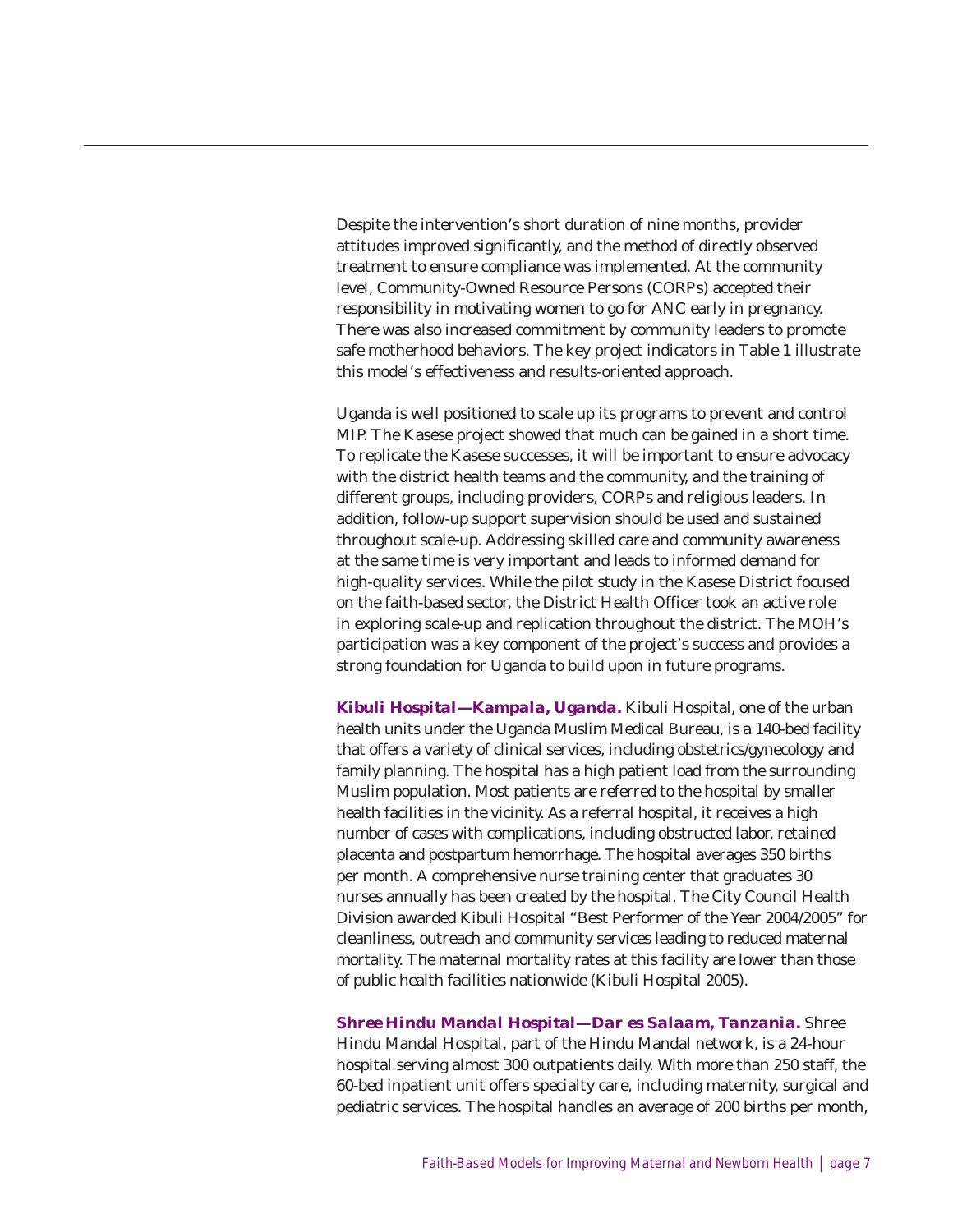Despite the intervention's short duration of nine months, provider attitudes improved significantly, and the method of directly observed treatment to ensure compliance was implemented. At the community level, Community-Owned Resource Persons (CORPs) accepted their responsibility in motivating women to go for ANC early in pregnancy. There was also increased commitment by community leaders to promote safe motherhood behaviors. The key project indicators in Table 1 illustrate this model's effectiveness and results-oriented approach.

Uganda is well positioned to scale up its programs to prevent and control MIP. The Kasese project showed that much can be gained in a short time. To replicate the Kasese successes, it will be important to ensure advocacy with the district health teams and the community, and the training of different groups, including providers, CORPs and religious leaders. In addition, follow-up support supervision should be used and sustained throughout scale-up. Addressing skilled care and community awareness at the same time is very important and leads to informed demand for high-quality services. While the pilot study in the Kasese District focused on the faith-based sector, the District Health Officer took an active role in exploring scale-up and replication throughout the district. The MOH's participation was a key component of the project's success and provides a strong foundation for Uganda to build upon in future programs.

**Kibuli Hospital—Kampala, Uganda.** Kibuli Hospital, one of the urban health units under the Uganda Muslim Medical Bureau, is a 140-bed facility that offers a variety of clinical services, including obstetrics/gynecology and family planning. The hospital has a high patient load from the surrounding Muslim population. Most patients are referred to the hospital by smaller health facilities in the vicinity. As a referral hospital, it receives a high number of cases with complications, including obstructed labor, retained placenta and postpartum hemorrhage. The hospital averages 350 births per month. A comprehensive nurse training center that graduates 30 nurses annually has been created by the hospital. The City Council Health Division awarded Kibuli Hospital "Best Performer of the Year 2004/2005" for cleanliness, outreach and community services leading to reduced maternal mortality. The maternal mortality rates at this facility are lower than those of public health facilities nationwide (Kibuli Hospital 2005).

**Shree Hindu Mandal Hospital—Dar es Salaam, Tanzania.** Shree Hindu Mandal Hospital, part of the Hindu Mandal network, is a 24-hour hospital serving almost 300 outpatients daily. With more than 250 staff, the 60-bed inpatient unit offers specialty care, including maternity, surgical and pediatric services. The hospital handles an average of 200 births per month,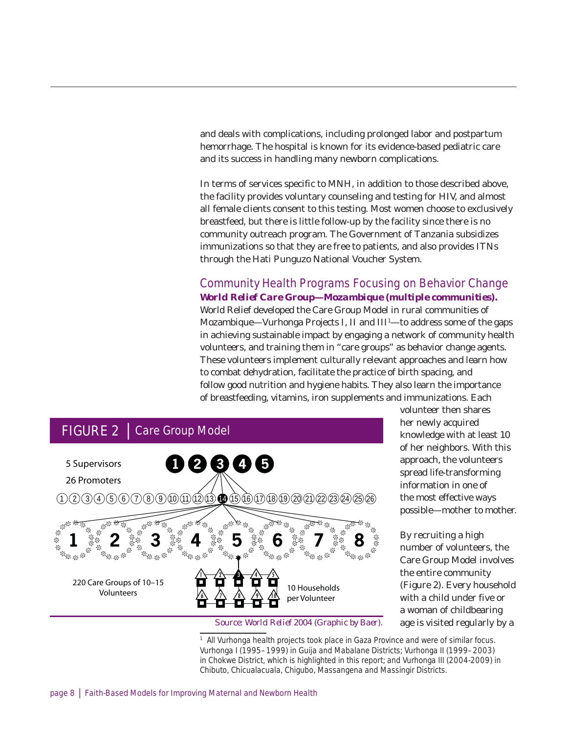and deals with complications, including prolonged labor and postpartum hemorrhage. The hospital is known for its evidence-based pediatric care and its success in handling many newborn complications.

In terms of services specific to MNH, in addition to those described above, the facility provides voluntary counseling and testing for HIV, and almost all female clients consent to this testing. Most women choose to exclusively breastfeed, but there is little follow-up by the facility since there is no community outreach program. The Government of Tanzania subsidizes immunizations so that they are free to patients, and also provides ITNs through the Hati Punguzo National Voucher System.

## Community Health Programs Focusing on Behavior Change

**World Relief Care Group—Mozambique (multiple communities).**

World Relief developed the Care Group Model in rural communities of Mozambique—Vurhonga Projects I, II and III[1]—to address some of the gaps in achieving sustainable impact by engaging a network of community health volunteers, and training them in "care groups" as behavior change agents. These volunteers implement culturally relevant approaches and learn how to combat dehydration, facilitate the practice of birth spacing, and follow good nutrition and hygiene habits. They also learn the importance of breastfeeding, vitamins, iron supplements and immunizations. Each volunteer then shares her newly acquired knowledge with at least 10 of her neighbors. With this approach, the volunteers spread life-transforming information in one of the most effective ways possible—mother to mother.

**FIGURE 2 | Care Group Model**

5 Supervisors

26 Promoters

220 Care Groups of 10–15 Volunteers

10 Households per Volunteer

*Source: World Relief 2004 (Graphic by Baer).*

By recruiting a high number of volunteers, the Care Group Model involves the entire community (Figure 2). Every household with a child under five or a woman of childbearing age is visited regularly by a

[1] All Vurhonga health projects took place in Gaza Province and were of similar focus. Vurhonga I (1995–1999) in Guija and Mabalane Districts; Vurhonga II (1999–2003) in Chokwe District, which is highlighted in this report; and Vurhonga III (2004-2009) in Chibuto, Chicualacuala, Chigubo, Massangena and Massingir Districts.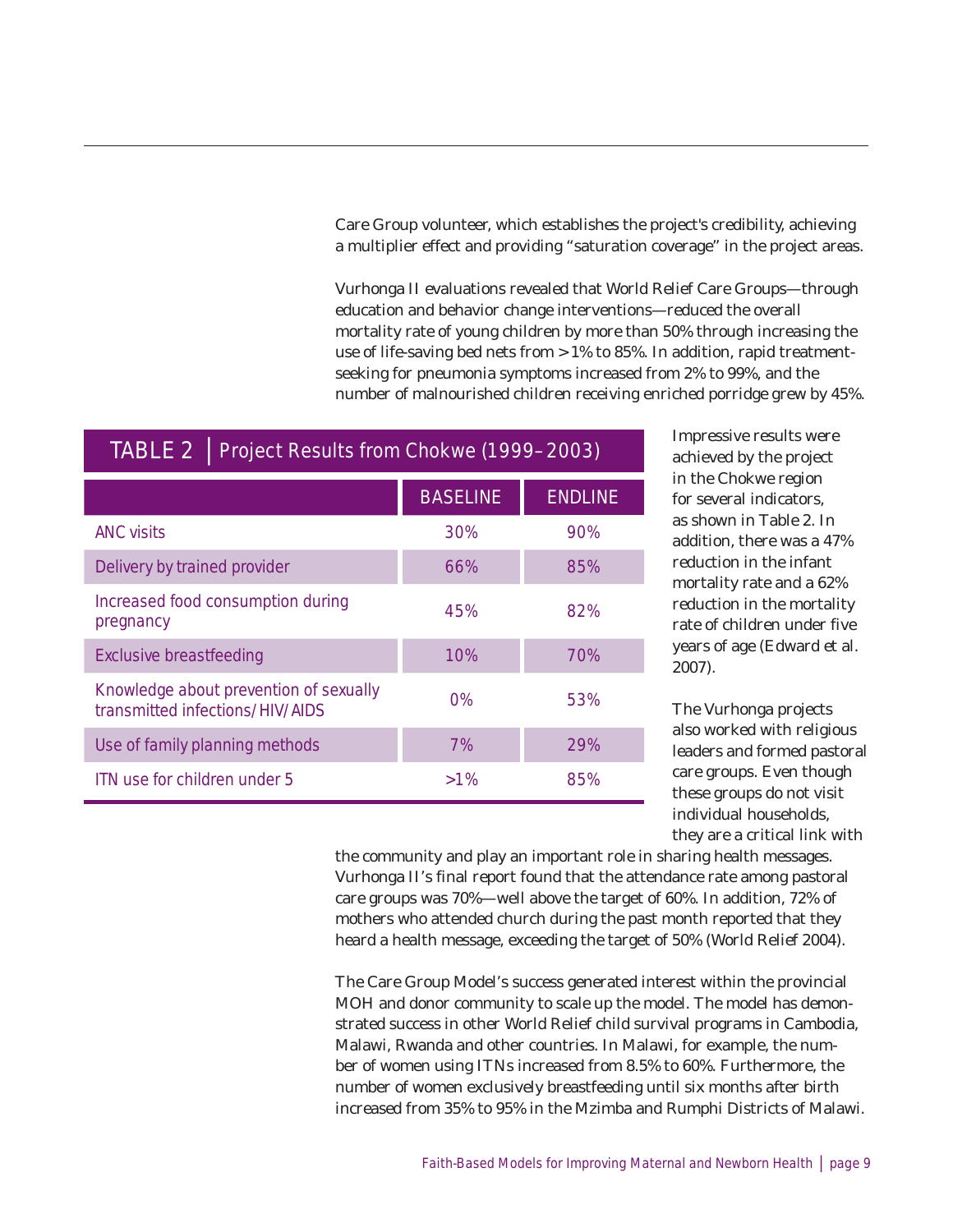Care Group volunteer, which establishes the project's credibility, achieving a multiplier effect and providing "saturation coverage" in the project areas.

Vurhonga II evaluations revealed that World Relief Care Groups—through education and behavior change interventions—reduced the overall mortality rate of young children by more than 50% through increasing the use of life-saving bed nets from >1% to 85%. In addition, rapid treatment-seeking for pneumonia symptoms increased from 2% to 99%, and the number of malnourished children receiving enriched porridge grew by 45%.

**TABLE 2 | Project Results from Chokwe (1999–2003)**

| | BASELINE | ENDLINE |
|---|---|---|
| ANC visits | 30% | 90% |
| Delivery by trained provider | 66% | 85% |
| Increased food consumption during pregnancy | 45% | 82% |
| Exclusive breastfeeding | 10% | 70% |
| Knowledge about prevention of sexually transmitted infections/HIV/AIDS | 0% | 53% |
| Use of family planning methods | 7% | 29% |
| ITN use for children under 5 | >1% | 85% |

Impressive results were achieved by the project in the Chokwe region for several indicators, as shown in Table 2. In addition, there was a 47% reduction in the infant mortality rate and a 62% reduction in the mortality rate of children under five years of age (Edward et al. 2007).

The Vurhonga projects also worked with religious leaders and formed pastoral care groups. Even though these groups do not visit individual households, they are a critical link with the community and play an important role in sharing health messages. Vurhonga II's final report found that the attendance rate among pastoral care groups was 70%—well above the target of 60%. In addition, 72% of mothers who attended church during the past month reported that they heard a health message, exceeding the target of 50% (World Relief 2004).

The Care Group Model's success generated interest within the provincial MOH and donor community to scale up the model. The model has demonstrated success in other World Relief child survival programs in Cambodia, Malawi, Rwanda and other countries. In Malawi, for example, the number of women using ITNs increased from 8.5% to 60%. Furthermore, the number of women exclusively breastfeeding until six months after birth increased from 35% to 95% in the Mzimba and Rumphi Districts of Malawi.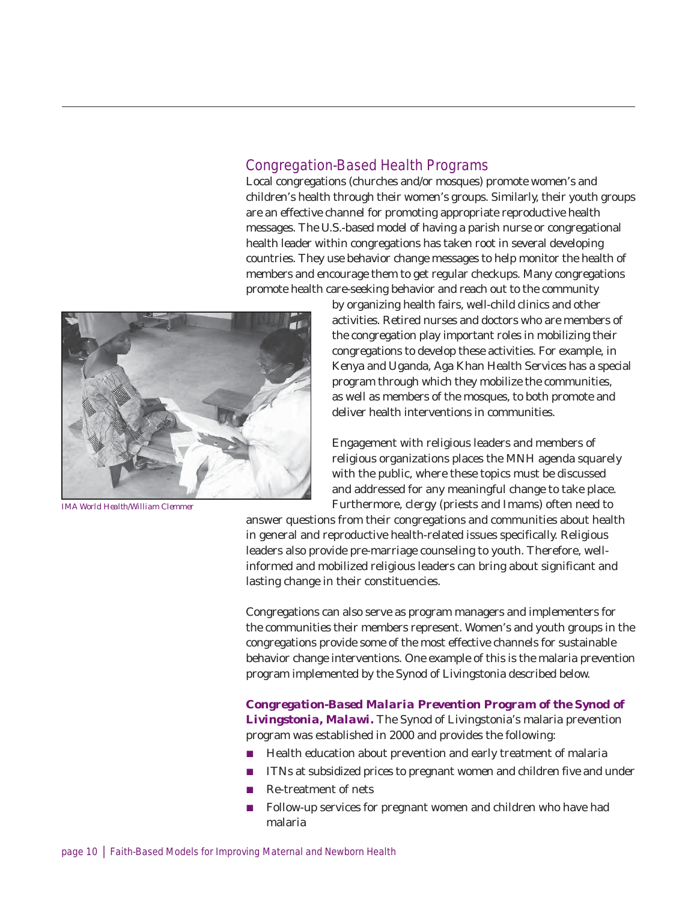## Congregation-Based Health Programs

Local congregations (churches and/or mosques) promote women's and children's health through their women's groups. Similarly, their youth groups are an effective channel for promoting appropriate reproductive health messages. The U.S.-based model of having a parish nurse or congregational health leader within congregations has taken root in several developing countries. They use behavior change messages to help monitor the health of members and encourage them to get regular checkups. Many congregations promote health care-seeking behavior and reach out to the community by organizing health fairs, well-child clinics and other activities. Retired nurses and doctors who are members of the congregation play important roles in mobilizing their congregations to develop these activities. For example, in Kenya and Uganda, Aga Khan Health Services has a special program through which they mobilize the communities, as well as members of the mosques, to both promote and deliver health interventions in communities.

*IMA World Health/William Clemmer*

Engagement with religious leaders and members of religious organizations places the MNH agenda squarely with the public, where these topics must be discussed and addressed for any meaningful change to take place. Furthermore, clergy (priests and Imams) often need to answer questions from their congregations and communities about health in general and reproductive health-related issues specifically. Religious leaders also provide pre-marriage counseling to youth. Therefore, well-informed and mobilized religious leaders can bring about significant and lasting change in their constituencies.

Congregations can also serve as program managers and implementers for the communities their members represent. Women's and youth groups in the congregations provide some of the most effective channels for sustainable behavior change interventions. One example of this is the malaria prevention program implemented by the Synod of Livingstonia described below.

***Congregation-Based Malaria Prevention Program of the Synod of Livingstonia, Malawi.*** The Synod of Livingstonia's malaria prevention program was established in 2000 and provides the following:

- Health education about prevention and early treatment of malaria
- ITNs at subsidized prices to pregnant women and children five and under
- Re-treatment of nets
- Follow-up services for pregnant women and children who have had malaria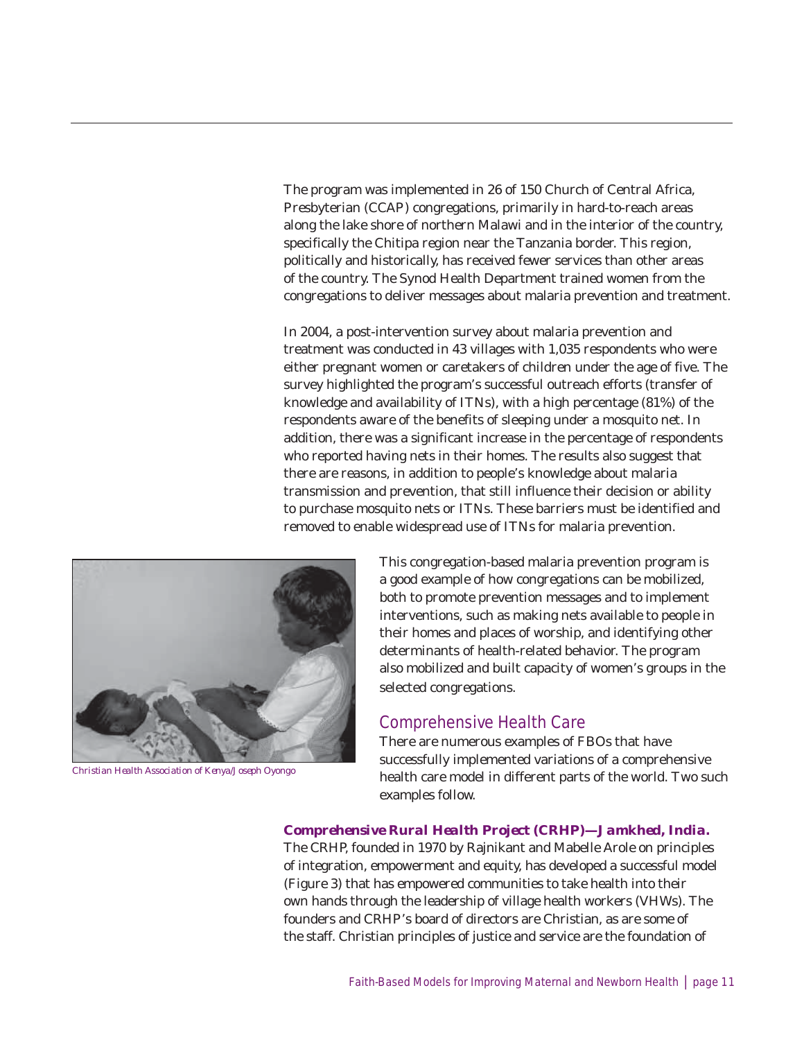The program was implemented in 26 of 150 Church of Central Africa, Presbyterian (CCAP) congregations, primarily in hard-to-reach areas along the lake shore of northern Malawi and in the interior of the country, specifically the Chitipa region near the Tanzania border. This region, politically and historically, has received fewer services than other areas of the country. The Synod Health Department trained women from the congregations to deliver messages about malaria prevention and treatment.

In 2004, a post-intervention survey about malaria prevention and treatment was conducted in 43 villages with 1,035 respondents who were either pregnant women or caretakers of children under the age of five. The survey highlighted the program's successful outreach efforts (transfer of knowledge and availability of ITNs), with a high percentage (81%) of the respondents aware of the benefits of sleeping under a mosquito net. In addition, there was a significant increase in the percentage of respondents who reported having nets in their homes. The results also suggest that there are reasons, in addition to people's knowledge about malaria transmission and prevention, that still influence their decision or ability to purchase mosquito nets or ITNs. These barriers must be identified and removed to enable widespread use of ITNs for malaria prevention.

Christian Health Association of Kenya/Joseph Oyongo

This congregation-based malaria prevention program is a good example of how congregations can be mobilized, both to promote prevention messages and to implement interventions, such as making nets available to people in their homes and places of worship, and identifying other determinants of health-related behavior. The program also mobilized and built capacity of women's groups in the selected congregations.

## Comprehensive Health Care

There are numerous examples of FBOs that have successfully implemented variations of a comprehensive health care model in different parts of the world. Two such examples follow.

***Comprehensive Rural Health Project (CRHP)—Jamkhed, India.*** The CRHP, founded in 1970 by Rajnikant and Mabelle Arole on principles of integration, empowerment and equity, has developed a successful model (Figure 3) that has empowered communities to take health into their own hands through the leadership of village health workers (VHWs). The founders and CRHP's board of directors are Christian, as are some of the staff. Christian principles of justice and service are the foundation of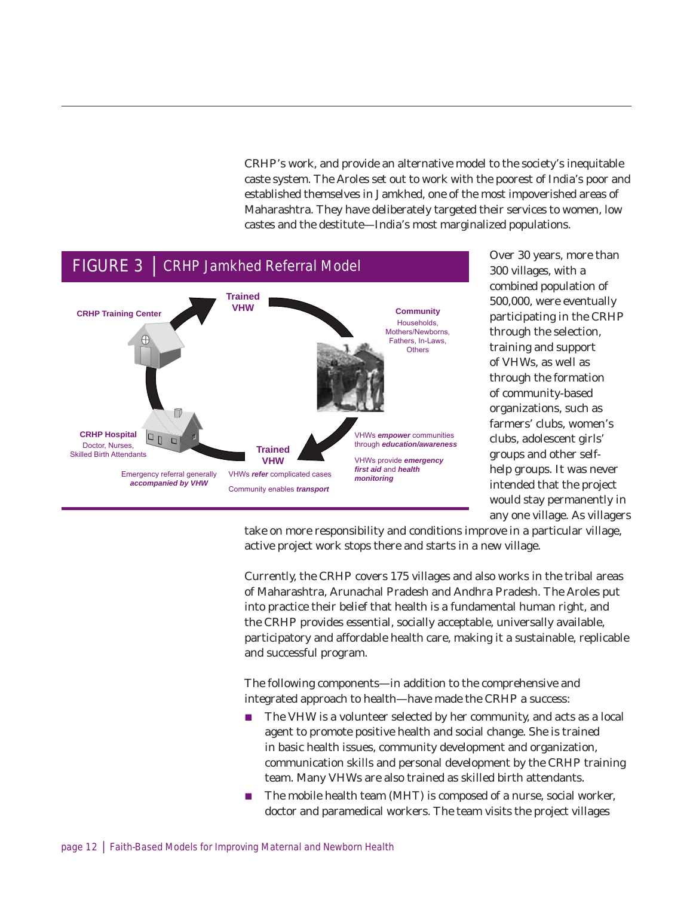CRHP's work, and provide an alternative model to the society's inequitable caste system. The Aroles set out to work with the poorest of India's poor and established themselves in Jamkhed, one of the most impoverished areas of Maharashtra. They have deliberately targeted their services to women, low castes and the destitute—India's most marginalized populations.

## FIGURE 3 | CRHP Jamkhed Referral Model

**CRHP Training Center**

**Trained VHW**

**Community**
Households, Mothers/Newborns, Fathers, In-Laws, Others

VHWs ***empower*** communities through ***education/awareness***

VHWs provide ***emergency first aid*** and ***health monitoring***

**Trained VHW**

VHWs ***refer*** complicated cases

Community enables ***transport***

**CRHP Hospital**
Doctor, Nurses, Skilled Birth Attendants

Emergency referral generally ***accompanied by VHW***

Over 30 years, more than 300 villages, with a combined population of 500,000, were eventually participating in the CRHP through the selection, training and support of VHWs, as well as through the formation of community-based organizations, such as farmers' clubs, women's clubs, adolescent girls' groups and other self-help groups. It was never intended that the project would stay permanently in any one village. As villagers take on more responsibility and conditions improve in a particular village, active project work stops there and starts in a new village.

Currently, the CRHP covers 175 villages and also works in the tribal areas of Maharashtra, Arunachal Pradesh and Andhra Pradesh. The Aroles put into practice their belief that health is a fundamental human right, and the CRHP provides essential, socially acceptable, universally available, participatory and affordable health care, making it a sustainable, replicable and successful program.

The following components—in addition to the comprehensive and integrated approach to health—have made the CRHP a success:

- The VHW is a volunteer selected by her community, and acts as a local agent to promote positive health and social change. She is trained in basic health issues, community development and organization, communication skills and personal development by the CRHP training team. Many VHWs are also trained as skilled birth attendants.
- The mobile health team (MHT) is composed of a nurse, social worker, doctor and paramedical workers. The team visits the project villages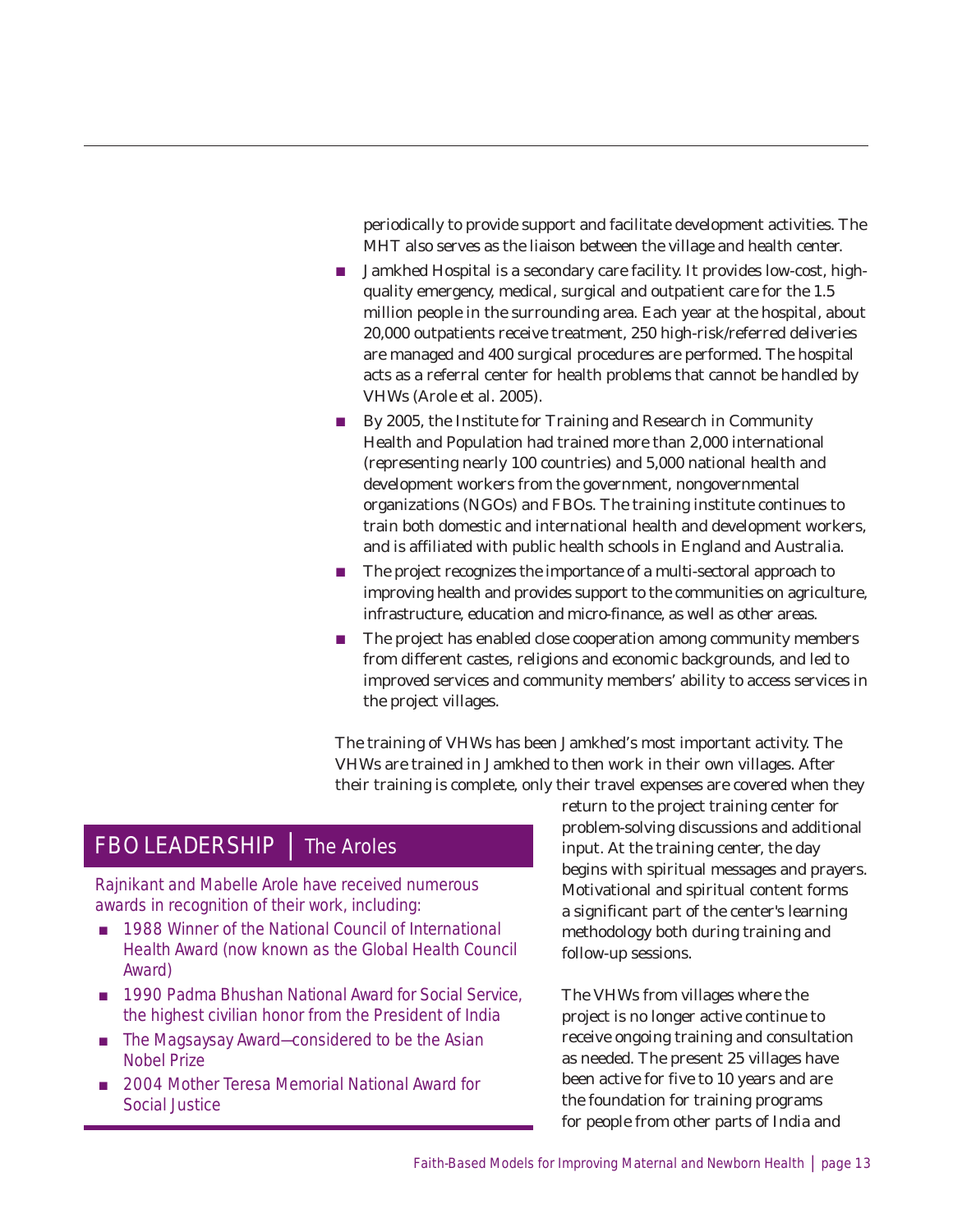periodically to provide support and facilitate development activities. The MHT also serves as the liaison between the village and health center.

- Jamkhed Hospital is a secondary care facility. It provides low-cost, high-quality emergency, medical, surgical and outpatient care for the 1.5 million people in the surrounding area. Each year at the hospital, about 20,000 outpatients receive treatment, 250 high-risk/referred deliveries are managed and 400 surgical procedures are performed. The hospital acts as a referral center for health problems that cannot be handled by VHWs (Arole et al. 2005).
- By 2005, the Institute for Training and Research in Community Health and Population had trained more than 2,000 international (representing nearly 100 countries) and 5,000 national health and development workers from the government, nongovernmental organizations (NGOs) and FBOs. The training institute continues to train both domestic and international health and development workers, and is affiliated with public health schools in England and Australia.
- The project recognizes the importance of a multi-sectoral approach to improving health and provides support to the communities on agriculture, infrastructure, education and micro-finance, as well as other areas.
- The project has enabled close cooperation among community members from different castes, religions and economic backgrounds, and led to improved services and community members' ability to access services in the project villages.

The training of VHWs has been Jamkhed's most important activity. The VHWs are trained in Jamkhed to then work in their own villages. After their training is complete, only their travel expenses are covered when they return to the project training center for problem-solving discussions and additional input. At the training center, the day begins with spiritual messages and prayers. Motivational and spiritual content forms a significant part of the center's learning methodology both during training and follow-up sessions.

The VHWs from villages where the project is no longer active continue to receive ongoing training and consultation as needed. The present 25 villages have been active for five to 10 years and are the foundation for training programs for people from other parts of India and

## FBO LEADERSHIP | The Aroles

Rajnikant and Mabelle Arole have received numerous awards in recognition of their work, including:

- 1988 Winner of the National Council of International Health Award (now known as the Global Health Council Award)
- 1990 Padma Bhushan National Award for Social Service, the highest civilian honor from the President of India
- The Magsaysay Award—considered to be the Asian Nobel Prize
- 2004 Mother Teresa Memorial National Award for Social Justice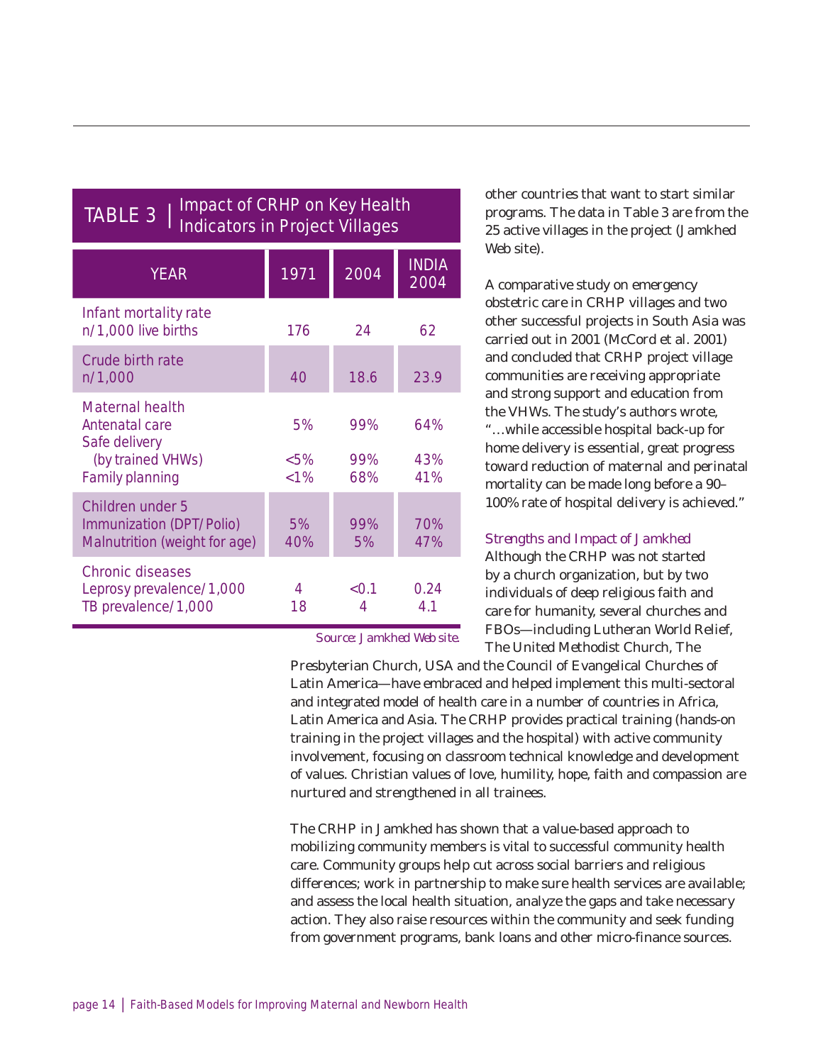**TABLE 3 | Impact of CRHP on Key Health Indicators in Project Villages**

| YEAR | 1971 | 2004 | INDIA 2004 |
|---|---|---|---|
| Infant mortality rate n/1,000 live births | 176 | 24 | 62 |
| Crude birth rate n/1,000 | 40 | 18.6 | 23.9 |
| Maternal health | | | |
| Antenatal care | 5% | 99% | 64% |
| Safe delivery (by trained VHWs) | <5% | 99% | 43% |
| Family planning | <1% | 68% | 41% |
| Children under 5 | | | |
| Immunization (DPT/Polio) | 5% | 99% | 70% |
| Malnutrition (weight for age) | 40% | 5% | 47% |
| Chronic diseases | | | |
| Leprosy prevalence/1,000 | 4 | <0.1 | 0.24 |
| TB prevalence/1,000 | 18 | 4 | 4.1 |

*Source: Jamkhed Web site.*

other countries that want to start similar programs. The data in Table 3 are from the 25 active villages in the project (Jamkhed Web site).

A comparative study on emergency obstetric care in CRHP villages and two other successful projects in South Asia was carried out in 2001 (McCord et al. 2001) and concluded that CRHP project village communities are receiving appropriate and strong support and education from the VHWs. The study's authors wrote, "…while accessible hospital back-up for home delivery is essential, great progress toward reduction of maternal and perinatal mortality can be made long before a 90–100% rate of hospital delivery is achieved."

### *Strengths and Impact of Jamkhed*

Although the CRHP was not started by a church organization, but by two individuals of deep religious faith and care for humanity, several churches and FBOs—including Lutheran World Relief, The United Methodist Church, The Presbyterian Church, USA and the Council of Evangelical Churches of Latin America—have embraced and helped implement this multi-sectoral and integrated model of health care in a number of countries in Africa, Latin America and Asia. The CRHP provides practical training (hands-on training in the project villages and the hospital) with active community involvement, focusing on classroom technical knowledge and development of values. Christian values of love, humility, hope, faith and compassion are nurtured and strengthened in all trainees.

The CRHP in Jamkhed has shown that a value-based approach to mobilizing community members is vital to successful community health care. Community groups help cut across social barriers and religious differences; work in partnership to make sure health services are available; and assess the local health situation, analyze the gaps and take necessary action. They also raise resources within the community and seek funding from government programs, bank loans and other micro-finance sources.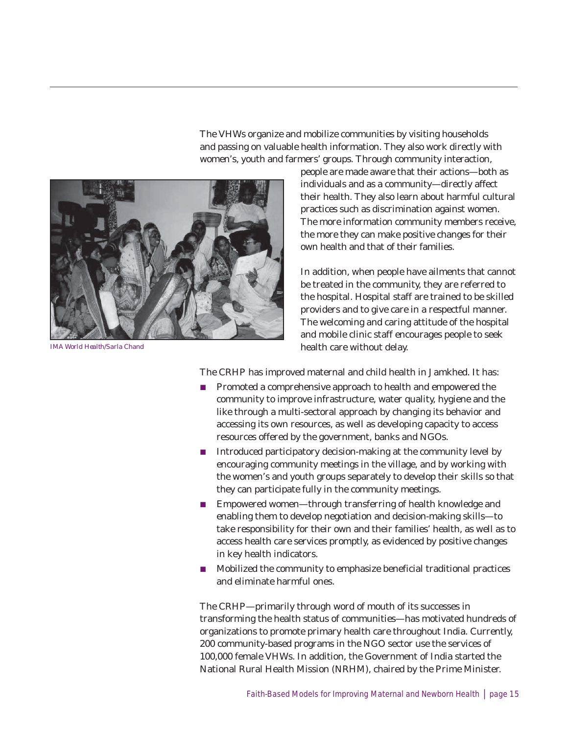The VHWs organize and mobilize communities by visiting households and passing on valuable health information. They also work directly with women's, youth and farmers' groups. Through community interaction, people are made aware that their actions—both as individuals and as a community—directly affect their health. They also learn about harmful cultural practices such as discrimination against women. The more information community members receive, the more they can make positive changes for their own health and that of their families.

IMA World Health/Sarla Chand

In addition, when people have ailments that cannot be treated in the community, they are referred to the hospital. Hospital staff are trained to be skilled providers and to give care in a respectful manner. The welcoming and caring attitude of the hospital and mobile clinic staff encourages people to seek health care without delay.

The CRHP has improved maternal and child health in Jamkhed. It has:

- Promoted a comprehensive approach to health and empowered the community to improve infrastructure, water quality, hygiene and the like through a multi-sectoral approach by changing its behavior and accessing its own resources, as well as developing capacity to access resources offered by the government, banks and NGOs.
- Introduced participatory decision-making at the community level by encouraging community meetings in the village, and by working with the women's and youth groups separately to develop their skills so that they can participate fully in the community meetings.
- Empowered women—through transferring of health knowledge and enabling them to develop negotiation and decision-making skills—to take responsibility for their own and their families' health, as well as to access health care services promptly, as evidenced by positive changes in key health indicators.
- Mobilized the community to emphasize beneficial traditional practices and eliminate harmful ones.

The CRHP—primarily through word of mouth of its successes in transforming the health status of communities—has motivated hundreds of organizations to promote primary health care throughout India. Currently, 200 community-based programs in the NGO sector use the services of 100,000 female VHWs. In addition, the Government of India started the National Rural Health Mission (NRHM), chaired by the Prime Minister.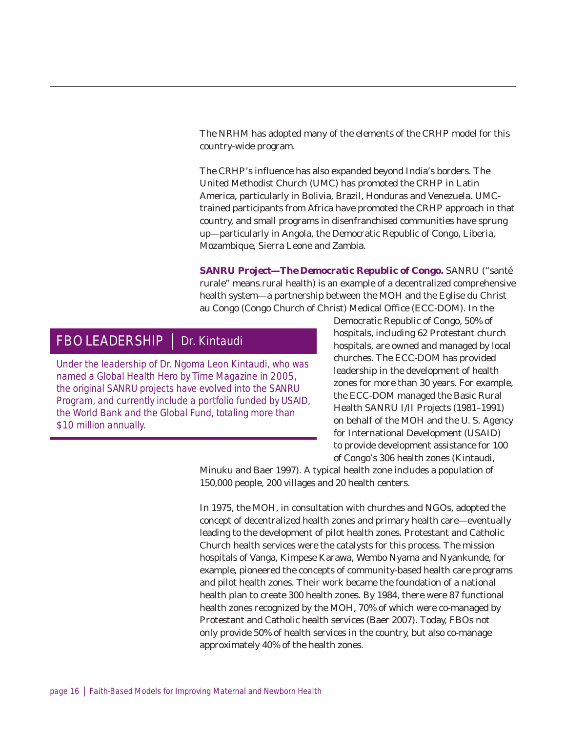The NRHM has adopted many of the elements of the CRHP model for this country-wide program.

The CRHP's influence has also expanded beyond India's borders. The United Methodist Church (UMC) has promoted the CRHP in Latin America, particularly in Bolivia, Brazil, Honduras and Venezuela. UMC-trained participants from Africa have promoted the CRHP approach in that country, and small programs in disenfranchised communities have sprung up—particularly in Angola, the Democratic Republic of Congo, Liberia, Mozambique, Sierra Leone and Zambia.

***SANRU Project—The Democratic Republic of Congo.*** SANRU ("santé rurale" means rural health) is an example of a decentralized comprehensive health system—a partnership between the MOH and the Eglise du Christ au Congo (Congo Church of Christ) Medical Office (ECC-DOM). In the Democratic Republic of Congo, 50% of hospitals, including 62 Protestant church hospitals, are owned and managed by local churches. The ECC-DOM has provided leadership in the development of health zones for more than 30 years. For example, the ECC-DOM managed the Basic Rural Health SANRU I/II Projects (1981–1991) on behalf of the MOH and the U. S. Agency for International Development (USAID) to provide development assistance for 100 of Congo's 306 health zones (Kintaudi, Minuku and Baer 1997). A typical health zone includes a population of 150,000 people, 200 villages and 20 health centers.

## FBO LEADERSHIP | Dr. Kintaudi

*Under the leadership of Dr. Ngoma Leon Kintaudi, who was named a Global Health Hero by Time Magazine in 2005, the original SANRU projects have evolved into the SANRU Program, and currently include a portfolio funded by USAID, the World Bank and the Global Fund, totaling more than $10 million annually.*

In 1975, the MOH, in consultation with churches and NGOs, adopted the concept of decentralized health zones and primary health care—eventually leading to the development of pilot health zones. Protestant and Catholic Church health services were the catalysts for this process. The mission hospitals of Vanga, Kimpese Karawa, Wembo Nyama and Nyankunde, for example, pioneered the concepts of community-based health care programs and pilot health zones. Their work became the foundation of a national health plan to create 300 health zones. By 1984, there were 87 functional health zones recognized by the MOH, 70% of which were co-managed by Protestant and Catholic health services (Baer 2007). Today, FBOs not only provide 50% of health services in the country, but also co-manage approximately 40% of the health zones.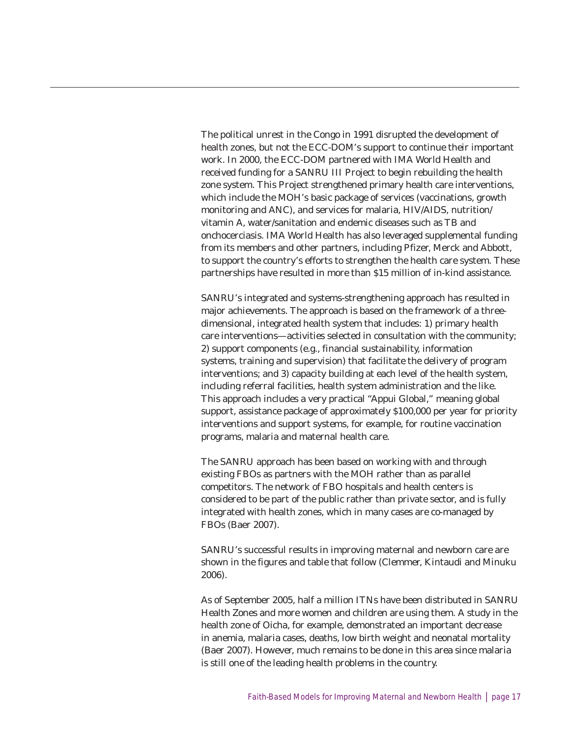The political unrest in the Congo in 1991 disrupted the development of health zones, but not the ECC-DOM's support to continue their important work. In 2000, the ECC-DOM partnered with IMA World Health and received funding for a SANRU III Project to begin rebuilding the health zone system. This Project strengthened primary health care interventions, which include the MOH's basic package of services (vaccinations, growth monitoring and ANC), and services for malaria, HIV/AIDS, nutrition/vitamin A, water/sanitation and endemic diseases such as TB and onchocerciasis. IMA World Health has also leveraged supplemental funding from its members and other partners, including Pfizer, Merck and Abbott, to support the country's efforts to strengthen the health care system. These partnerships have resulted in more than $15 million of in-kind assistance.

SANRU's integrated and systems-strengthening approach has resulted in major achievements. The approach is based on the framework of a three-dimensional, integrated health system that includes: 1) primary health care interventions—activities selected in consultation with the community; 2) support components (e.g., financial sustainability, information systems, training and supervision) that facilitate the delivery of program interventions; and 3) capacity building at each level of the health system, including referral facilities, health system administration and the like. This approach includes a very practical "Appui Global," meaning global support, assistance package of approximately $100,000 per year for priority interventions and support systems, for example, for routine vaccination programs, malaria and maternal health care.

The SANRU approach has been based on working with and through existing FBOs as partners with the MOH rather than as parallel competitors. The network of FBO hospitals and health centers is considered to be part of the public rather than private sector, and is fully integrated with health zones, which in many cases are co-managed by FBOs (Baer 2007).

SANRU's successful results in improving maternal and newborn care are shown in the figures and table that follow (Clemmer, Kintaudi and Minuku 2006).

As of September 2005, half a million ITNs have been distributed in SANRU Health Zones and more women and children are using them. A study in the health zone of Oicha, for example, demonstrated an important decrease in anemia, malaria cases, deaths, low birth weight and neonatal mortality (Baer 2007). However, much remains to be done in this area since malaria is still one of the leading health problems in the country.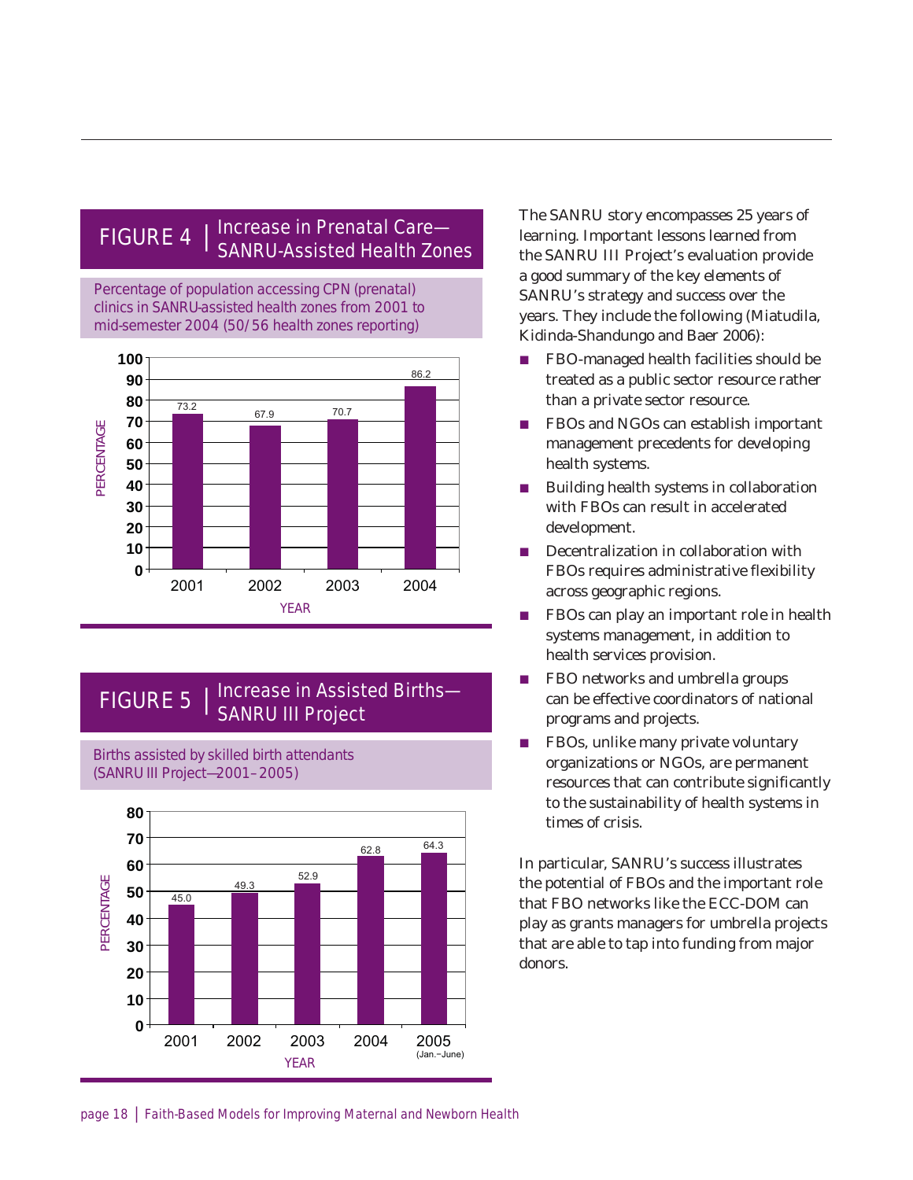## FIGURE 4 | Increase in Prenatal Care—SANRU-Assisted Health Zones

Percentage of population accessing CPN (prenatal) clinics in SANRU-assisted health zones from 2001 to mid-semester 2004 (50/56 health zones reporting)

| YEAR | PERCENTAGE |
|---|---|
| 2001 | 73.2 |
| 2002 | 67.9 |
| 2003 | 70.7 |
| 2004 | 86.2 |

## FIGURE 5 | Increase in Assisted Births—SANRU III Project

Births assisted by skilled birth attendants (SANRU III Project—2001–2005)

| YEAR | PERCENTAGE |
|---|---|
| 2001 | 45.0 |
| 2002 | 49.3 |
| 2003 | 52.9 |
| 2004 | 62.8 |
| 2005 (Jan.–June) | 64.3 |

The SANRU story encompasses 25 years of learning. Important lessons learned from the SANRU III Project's evaluation provide a good summary of the key elements of SANRU's strategy and success over the years. They include the following (Miatudila, Kidinda-Shandungo and Baer 2006):

- FBO-managed health facilities should be treated as a public sector resource rather than a private sector resource.
- FBOs and NGOs can establish important management precedents for developing health systems.
- Building health systems in collaboration with FBOs can result in accelerated development.
- Decentralization in collaboration with FBOs requires administrative flexibility across geographic regions.
- FBOs can play an important role in health systems management, in addition to health services provision.
- FBO networks and umbrella groups can be effective coordinators of national programs and projects.
- FBOs, unlike many private voluntary organizations or NGOs, are permanent resources that can contribute significantly to the sustainability of health systems in times of crisis.

In particular, SANRU's success illustrates the potential of FBOs and the important role that FBO networks like the ECC-DOM can play as grants managers for umbrella projects that are able to tap into funding from major donors.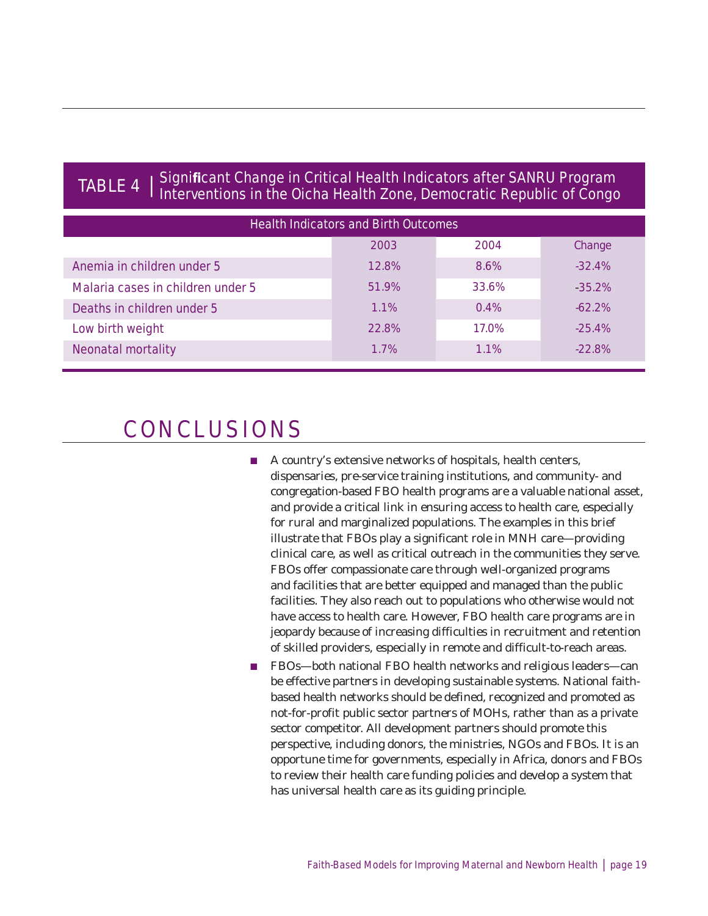**TABLE 4 | Significant Change in Critical Health Indicators after SANRU Program Interventions in the Oicha Health Zone, Democratic Republic of Congo**

| Health Indicators and Birth Outcomes | | | |
|---|---|---|---|
| | 2003 | 2004 | Change |
| Anemia in children under 5 | 12.8% | 8.6% | -32.4% |
| Malaria cases in children under 5 | 51.9% | 33.6% | -35.2% |
| Deaths in children under 5 | 1.1% | 0.4% | -62.2% |
| Low birth weight | 22.8% | 17.0% | -25.4% |
| Neonatal mortality | 1.7% | 1.1% | -22.8% |

# CONCLUSIONS

- A country's extensive networks of hospitals, health centers, dispensaries, pre-service training institutions, and community- and congregation-based FBO health programs are a valuable national asset, and provide a critical link in ensuring access to health care, especially for rural and marginalized populations. The examples in this brief illustrate that FBOs play a significant role in MNH care—providing clinical care, as well as critical outreach in the communities they serve. FBOs offer compassionate care through well-organized programs and facilities that are better equipped and managed than the public facilities. They also reach out to populations who otherwise would not have access to health care. However, FBO health care programs are in jeopardy because of increasing difficulties in recruitment and retention of skilled providers, especially in remote and difficult-to-reach areas.
- FBOs—both national FBO health networks and religious leaders—can be effective partners in developing sustainable systems. National faith-based health networks should be defined, recognized and promoted as not-for-profit public sector partners of MOHs, rather than as a private sector competitor. All development partners should promote this perspective, including donors, the ministries, NGOs and FBOs. It is an opportune time for governments, especially in Africa, donors and FBOs to review their health care funding policies and develop a system that has universal health care as its guiding principle.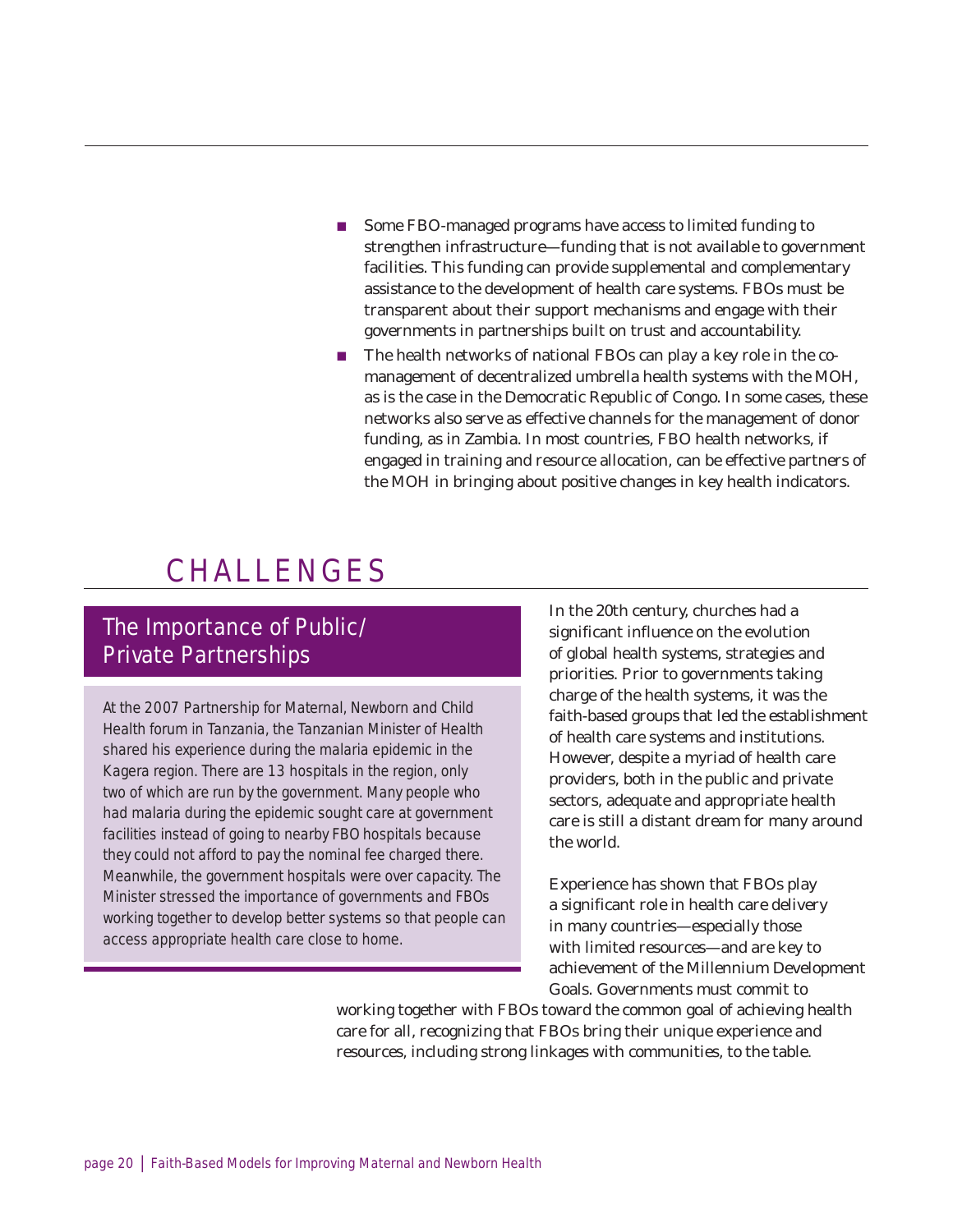- Some FBO-managed programs have access to limited funding to strengthen infrastructure—funding that is not available to government facilities. This funding can provide supplemental and complementary assistance to the development of health care systems. FBOs must be transparent about their support mechanisms and engage with their governments in partnerships built on trust and accountability.
- The health networks of national FBOs can play a key role in the co-management of decentralized umbrella health systems with the MOH, as is the case in the Democratic Republic of Congo. In some cases, these networks also serve as effective channels for the management of donor funding, as in Zambia. In most countries, FBO health networks, if engaged in training and resource allocation, can be effective partners of the MOH in bringing about positive changes in key health indicators.

# CHALLENGES

## The Importance of Public/Private Partnerships

At the 2007 Partnership for Maternal, Newborn and Child Health forum in Tanzania, the Tanzanian Minister of Health shared his experience during the malaria epidemic in the Kagera region. There are 13 hospitals in the region, only two of which are run by the government. Many people who had malaria during the epidemic sought care at government facilities instead of going to nearby FBO hospitals because they could not afford to pay the nominal fee charged there. Meanwhile, the government hospitals were over capacity. The Minister stressed the importance of governments and FBOs working together to develop better systems so that people can access appropriate health care close to home.

In the 20th century, churches had a significant influence on the evolution of global health systems, strategies and priorities. Prior to governments taking charge of the health systems, it was the faith-based groups that led the establishment of health care systems and institutions. However, despite a myriad of health care providers, both in the public and private sectors, adequate and appropriate health care is still a distant dream for many around the world.

Experience has shown that FBOs play a significant role in health care delivery in many countries—especially those with limited resources—and are key to achievement of the Millennium Development Goals. Governments must commit to working together with FBOs toward the common goal of achieving health care for all, recognizing that FBOs bring their unique experience and resources, including strong linkages with communities, to the table.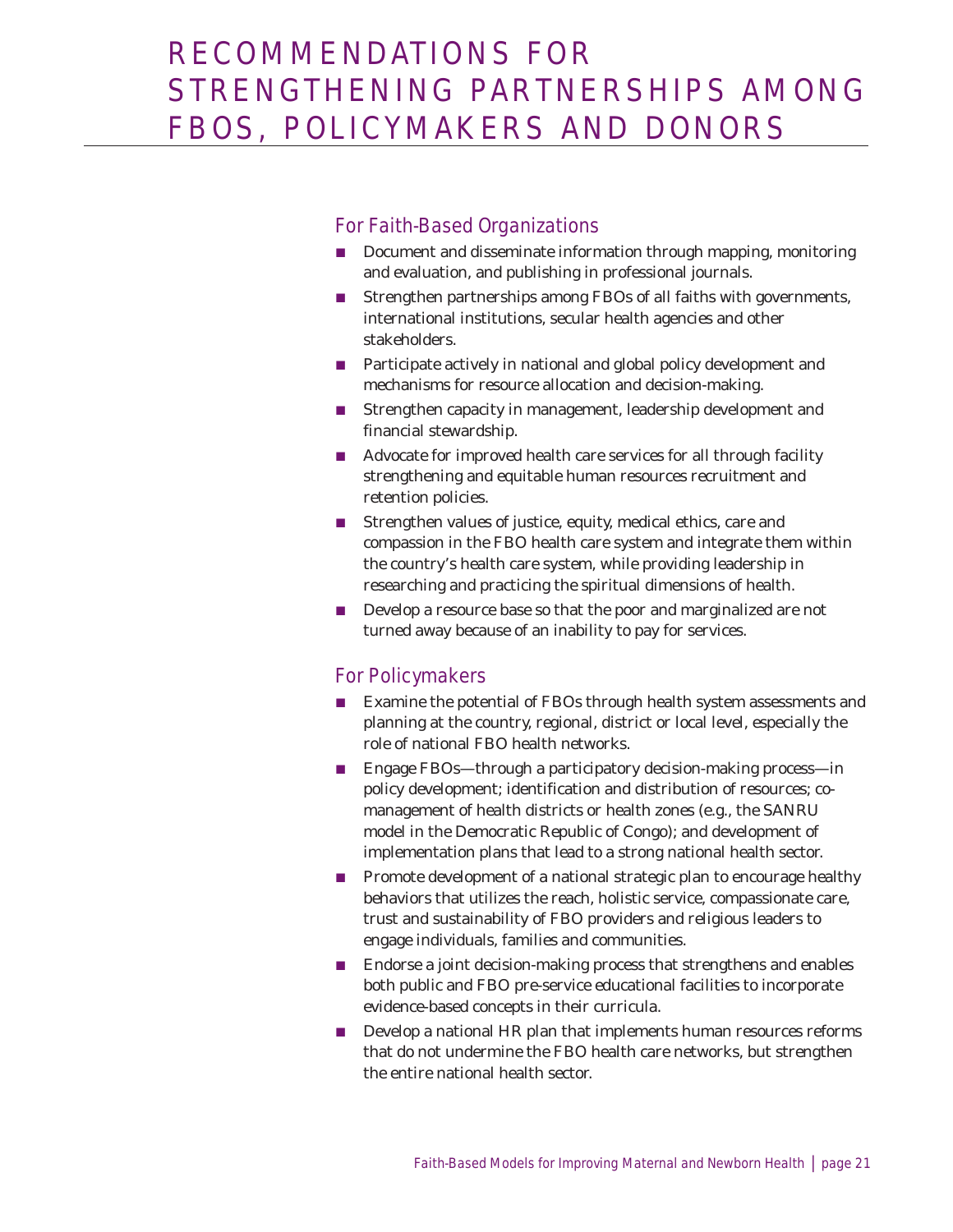# RECOMMENDATIONS FOR STRENGTHENING PARTNERSHIPS AMONG FBOS, POLICYMAKERS AND DONORS

## For Faith-Based Organizations

- Document and disseminate information through mapping, monitoring and evaluation, and publishing in professional journals.
- Strengthen partnerships among FBOs of all faiths with governments, international institutions, secular health agencies and other stakeholders.
- Participate actively in national and global policy development and mechanisms for resource allocation and decision-making.
- Strengthen capacity in management, leadership development and financial stewardship.
- Advocate for improved health care services for all through facility strengthening and equitable human resources recruitment and retention policies.
- Strengthen values of justice, equity, medical ethics, care and compassion in the FBO health care system and integrate them within the country's health care system, while providing leadership in researching and practicing the spiritual dimensions of health.
- Develop a resource base so that the poor and marginalized are not turned away because of an inability to pay for services.

## For Policymakers

- Examine the potential of FBOs through health system assessments and planning at the country, regional, district or local level, especially the role of national FBO health networks.
- Engage FBOs—through a participatory decision-making process—in policy development; identification and distribution of resources; co-management of health districts or health zones (e.g., the SANRU model in the Democratic Republic of Congo); and development of implementation plans that lead to a strong national health sector.
- Promote development of a national strategic plan to encourage healthy behaviors that utilizes the reach, holistic service, compassionate care, trust and sustainability of FBO providers and religious leaders to engage individuals, families and communities.
- Endorse a joint decision-making process that strengthens and enables both public and FBO pre-service educational facilities to incorporate evidence-based concepts in their curricula.
- Develop a national HR plan that implements human resources reforms that do not undermine the FBO health care networks, but strengthen the entire national health sector.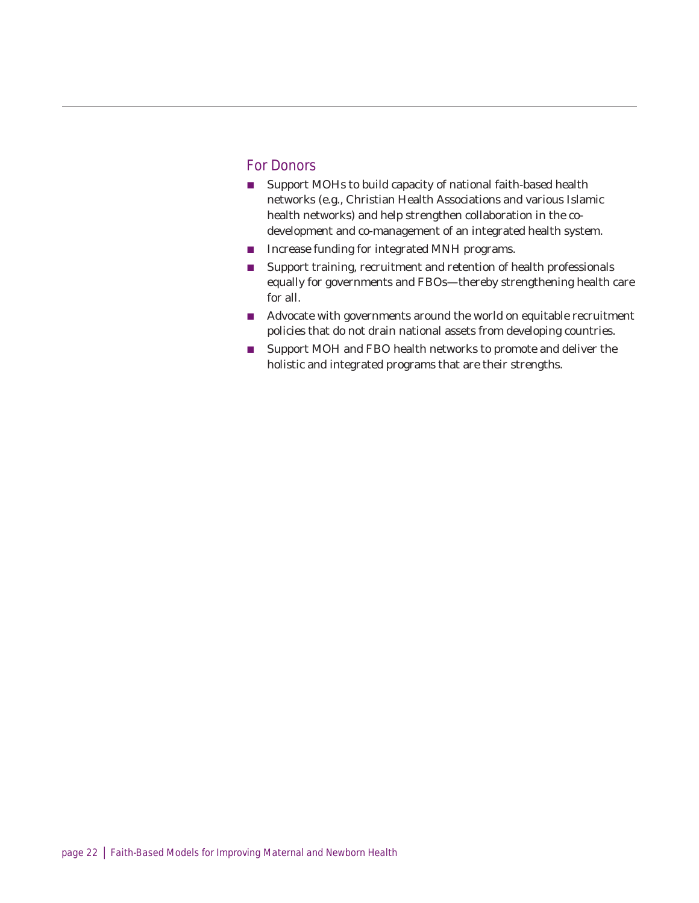## For Donors

- Support MOHs to build capacity of national faith-based health networks (e.g., Christian Health Associations and various Islamic health networks) and help strengthen collaboration in the co-development and co-management of an integrated health system.
- Increase funding for integrated MNH programs.
- Support training, recruitment and retention of health professionals equally for governments and FBOs—thereby strengthening health care for all.
- Advocate with governments around the world on equitable recruitment policies that do not drain national assets from developing countries.
- Support MOH and FBO health networks to promote and deliver the holistic and integrated programs that are their strengths.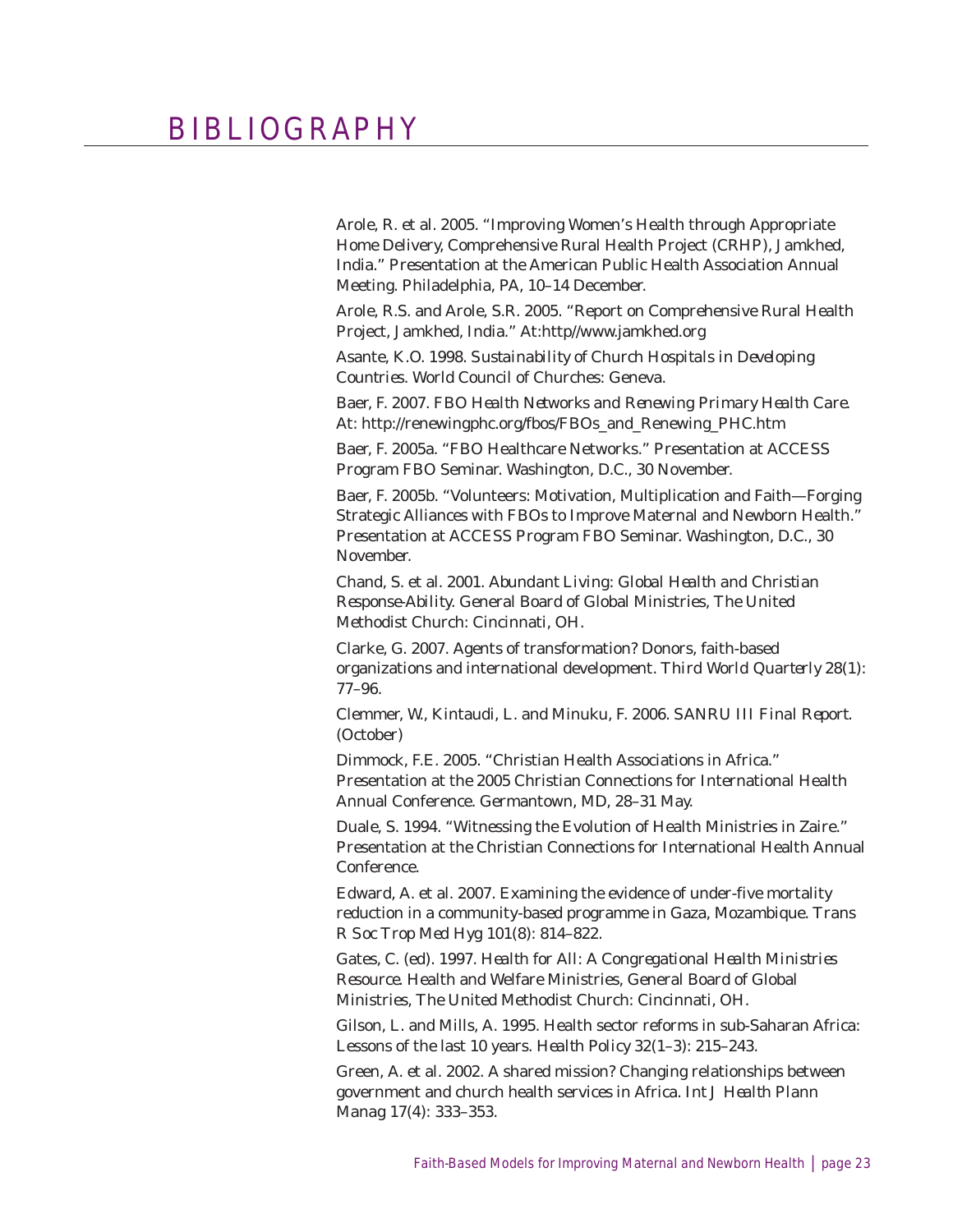# BIBLIOGRAPHY

Arole, R. et al. 2005. "Improving Women's Health through Appropriate Home Delivery, Comprehensive Rural Health Project (CRHP), Jamkhed, India." Presentation at the American Public Health Association Annual Meeting. Philadelphia, PA, 10–14 December.

Arole, R.S. and Arole, S.R. 2005. "Report on Comprehensive Rural Health Project, Jamkhed, India." At:http//www.jamkhed.org

Asante, K.O. 1998. *Sustainability of Church Hospitals in Developing Countries.* World Council of Churches: Geneva.

Baer, F. 2007. *FBO Health Networks and Renewing Primary Health Care.* At: http://renewingphc.org/fbos/FBOs_and_Renewing_PHC.htm

Baer, F. 2005a. "FBO Healthcare Networks." Presentation at ACCESS Program FBO Seminar. Washington, D.C., 30 November.

Baer, F. 2005b. "Volunteers: Motivation, Multiplication and Faith—Forging Strategic Alliances with FBOs to Improve Maternal and Newborn Health." Presentation at ACCESS Program FBO Seminar. Washington, D.C., 30 November.

Chand, S. et al. 2001. *Abundant Living: Global Health and Christian Response-Ability.* General Board of Global Ministries, The United Methodist Church: Cincinnati, OH.

Clarke, G. 2007. Agents of transformation? Donors, faith-based organizations and international development. *Third World Quarterly* 28(1): 77–96.

Clemmer, W., Kintaudi, L. and Minuku, F. 2006. *SANRU III Final Report.* (October)

Dimmock, F.E. 2005. "Christian Health Associations in Africa." Presentation at the 2005 Christian Connections for International Health Annual Conference. Germantown, MD, 28–31 May.

Duale, S. 1994. "Witnessing the Evolution of Health Ministries in Zaire." Presentation at the Christian Connections for International Health Annual Conference.

Edward, A. et al. 2007. Examining the evidence of under-five mortality reduction in a community-based programme in Gaza, Mozambique. *Trans R Soc Trop Med Hyg* 101(8): 814–822.

Gates, C. (ed). 1997. *Health for All: A Congregational Health Ministries Resource.* Health and Welfare Ministries, General Board of Global Ministries, The United Methodist Church: Cincinnati, OH.

Gilson, L. and Mills, A. 1995. Health sector reforms in sub-Saharan Africa: Lessons of the last 10 years. *Health Policy* 32(1–3): 215–243.

Green, A. et al. 2002. A shared mission? Changing relationships between government and church health services in Africa. *Int J Health Plann Manag* 17(4): 333–353.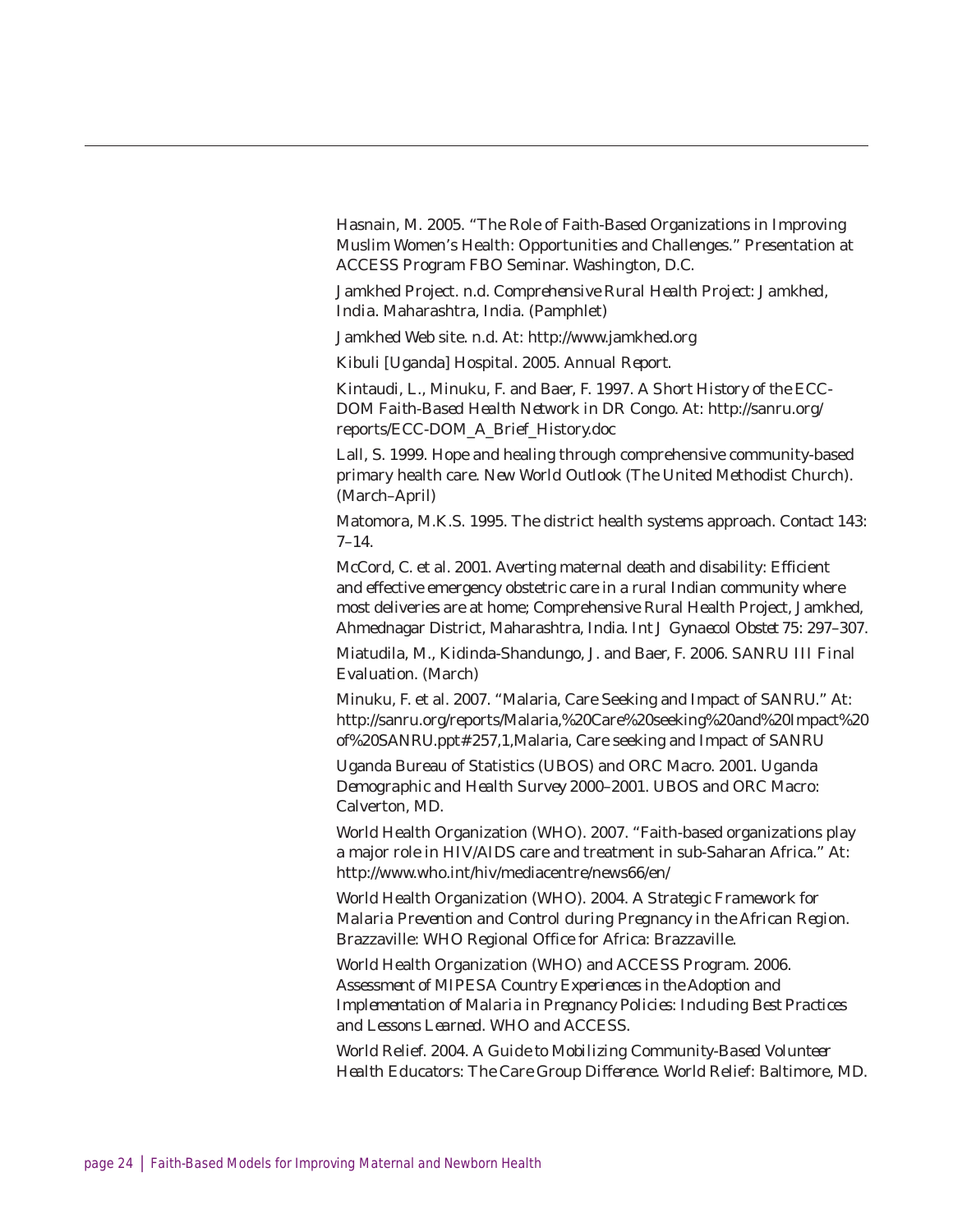Hasnain, M. 2005. "The Role of Faith-Based Organizations in Improving Muslim Women's Health: Opportunities and Challenges." Presentation at ACCESS Program FBO Seminar. Washington, D.C.

Jamkhed Project. n.d. *Comprehensive Rural Health Project: Jamkhed, India.* Maharashtra, India. (Pamphlet)

Jamkhed Web site. n.d. At: http://www.jamkhed.org

Kibuli [Uganda] Hospital. 2005. *Annual Report.*

Kintaudi, L., Minuku, F. and Baer, F. 1997. *A Short History of the ECC-DOM Faith-Based Health Network in DR Congo.* At: http://sanru.org/reports/ECC-DOM_A_Brief_History.doc

Lall, S. 1999. Hope and healing through comprehensive community-based primary health care. *New World Outlook (The United Methodist Church).* (March–April)

Matomora, M.K.S. 1995. The district health systems approach. *Contact* 143: 7–14.

McCord, C. et al. 2001. Averting maternal death and disability: Efficient and effective emergency obstetric care in a rural Indian community where most deliveries are at home; Comprehensive Rural Health Project, Jamkhed, Ahmednagar District, Maharashtra, India. *Int J Gynaecol Obstet* 75: 297–307.

Miatudila, M., Kidinda-Shandungo, J. and Baer, F. 2006. *SANRU III Final Evaluation.* (March)

Minuku, F. et al. 2007. "Malaria, Care Seeking and Impact of SANRU." At: http://sanru.org/reports/Malaria,%20Care%20seeking%20and%20Impact%20of%20SANRU.ppt#257,1,Malaria, Care seeking and Impact of SANRU

Uganda Bureau of Statistics (UBOS) and ORC Macro. 2001. *Uganda Demographic and Health Survey 2000–2001.* UBOS and ORC Macro: Calverton, MD.

World Health Organization (WHO). 2007. "Faith-based organizations play a major role in HIV/AIDS care and treatment in sub-Saharan Africa." At: http://www.who.int/hiv/mediacentre/news66/en/

World Health Organization (WHO). 2004. *A Strategic Framework for Malaria Prevention and Control during Pregnancy in the African Region.* Brazzaville: WHO Regional Office for Africa: Brazzaville.

World Health Organization (WHO) and ACCESS Program. 2006. *Assessment of MIPESA Country Experiences in the Adoption and Implementation of Malaria in Pregnancy Policies: Including Best Practices and Lessons Learned.* WHO and ACCESS.

World Relief. 2004. *A Guide to Mobilizing Community-Based Volunteer Health Educators: The Care Group Difference.* World Relief: Baltimore, MD.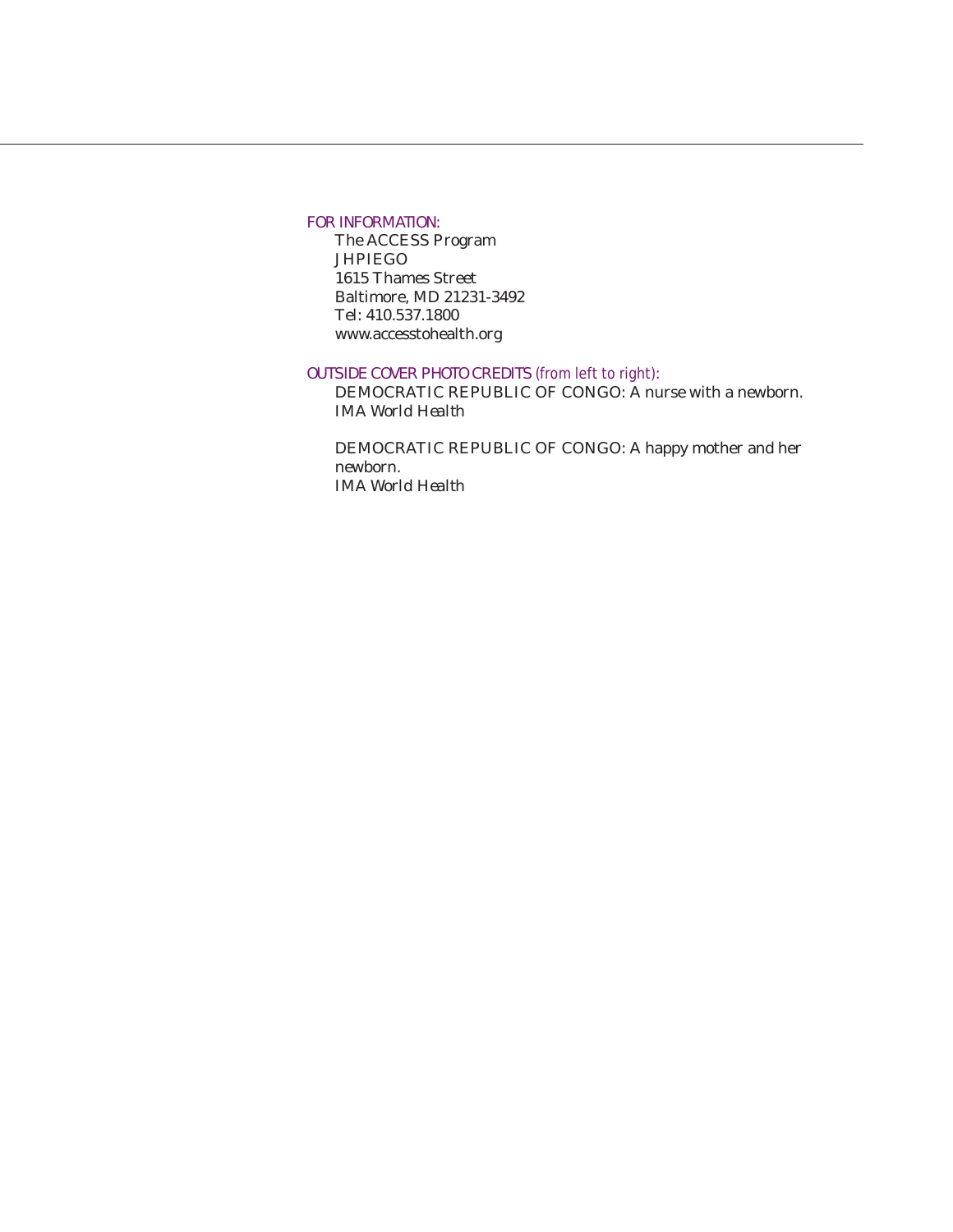FOR INFORMATION:

The ACCESS Program  
JHPIEGO  
1615 Thames Street  
Baltimore, MD 21231-3492  
Tel: 410.537.1800  
www.accesstohealth.org

OUTSIDE COVER PHOTO CREDITS *(from left to right):*

DEMOCRATIC REPUBLIC OF CONGO: A nurse with a newborn.  
*IMA World Health*

DEMOCRATIC REPUBLIC OF CONGO: A happy mother and her newborn.  
*IMA World Health*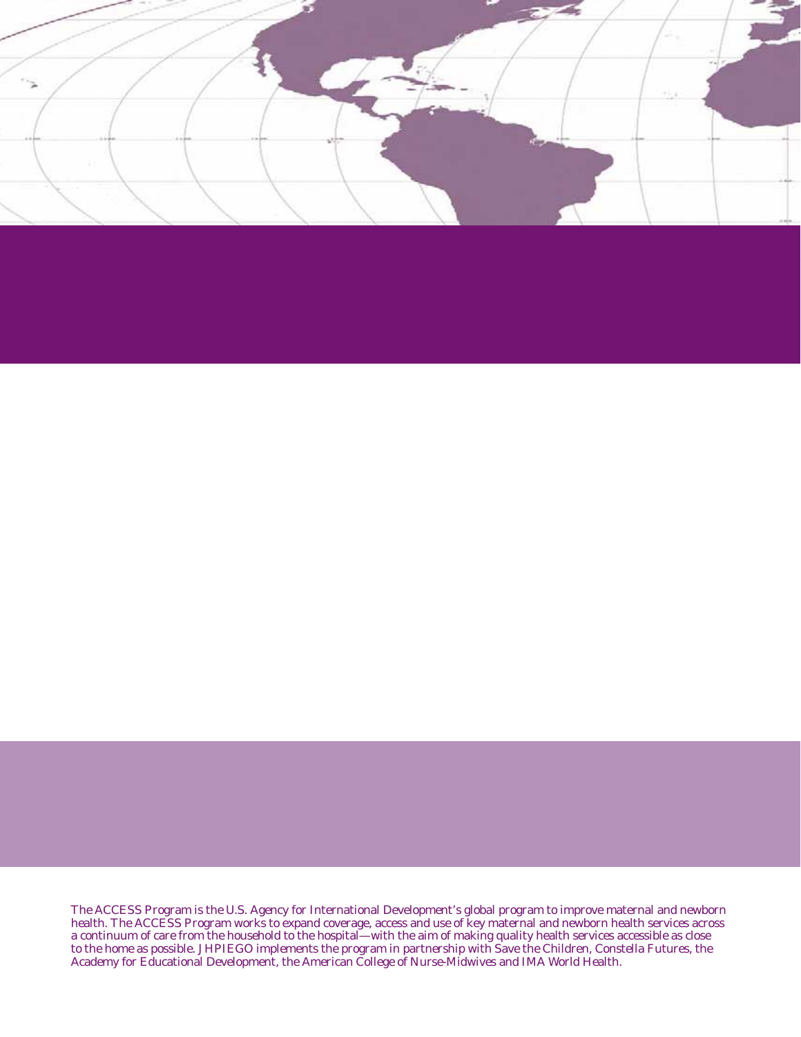The ACCESS Program is the U.S. Agency for International Development's global program to improve maternal and newborn health. The ACCESS Program works to expand coverage, access and use of key maternal and newborn health services across a continuum of care from the household to the hospital—with the aim of making quality health services accessible as close to the home as possible. JHPIEGO implements the program in partnership with Save the Children, Constella Futures, the Academy for Educational Development, the American College of Nurse-Midwives and IMA World Health.